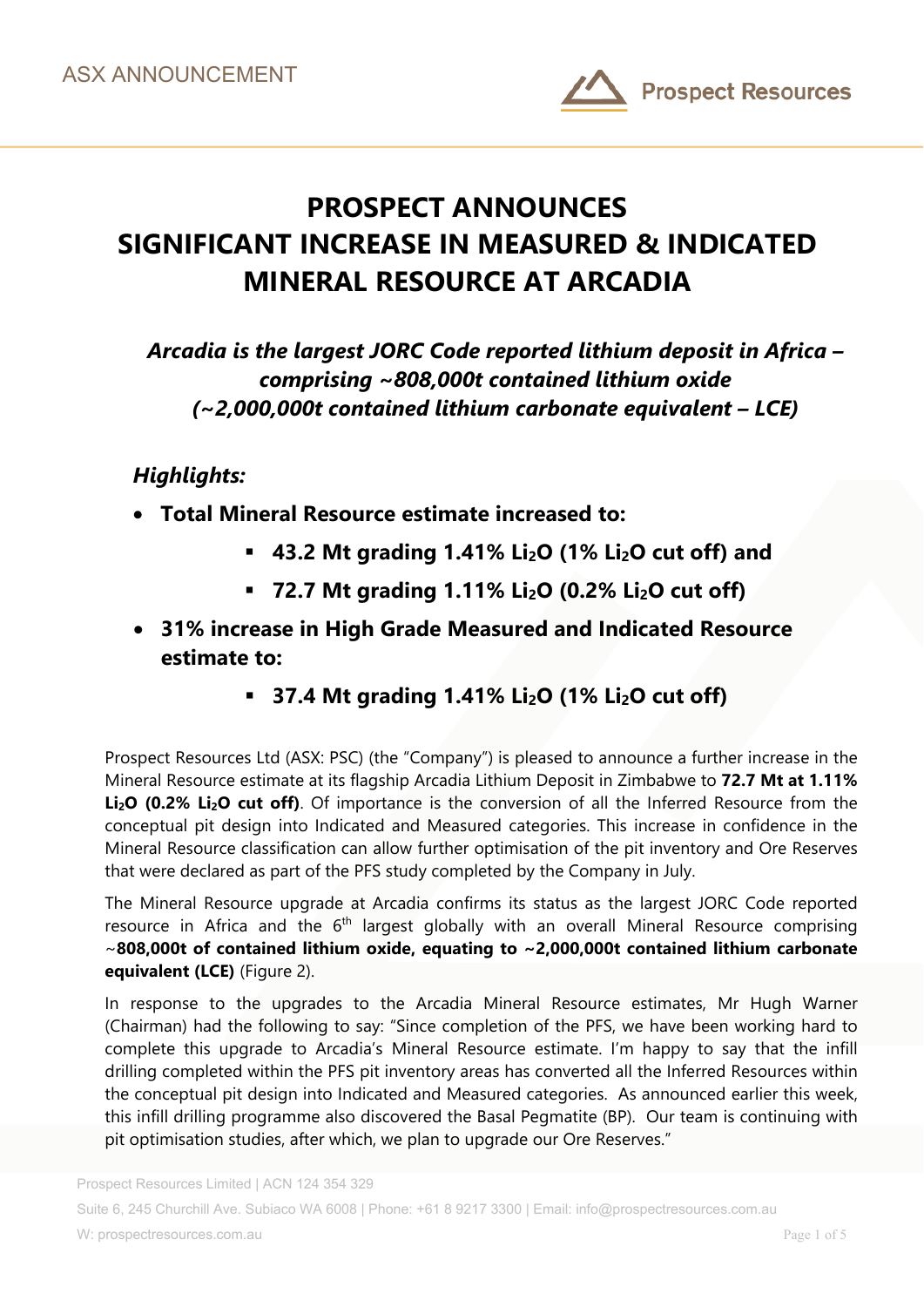ASX ANNOUNCEMENT

# PROSPECT ANNOUNCES SIGNIFICANT INCREASE IN MEASURED & INDICATED MINERAL RESOURCE AT ARCADIA

***Arcadia is the largest JORC Code reported lithium deposit in Africa – comprising ~808,000t contained lithium oxide (~2,000,000t contained lithium carbonate equivalent – LCE)***

### *Highlights:*

- **Total Mineral Resource estimate increased to:**
  - **43.2 Mt grading 1.41% $Li_2O$ (1% $Li_2O$ cut off) and**
  - **72.7 Mt grading 1.11% $Li_2O$ (0.2% $Li_2O$ cut off)**
- **31% increase in High Grade Measured and Indicated Resource estimate to:**
  - **37.4 Mt grading 1.41% $Li_2O$ (1% $Li_2O$ cut off)**

Prospect Resources Ltd (ASX: PSC) (the "Company") is pleased to announce a further increase in the Mineral Resource estimate at its flagship Arcadia Lithium Deposit in Zimbabwe to **72.7 Mt at 1.11% $Li_2O$ (0.2% $Li_2O$ cut off)**. Of importance is the conversion of all the Inferred Resource from the conceptual pit design into Indicated and Measured categories. This increase in confidence in the Mineral Resource classification can allow further optimisation of the pit inventory and Ore Reserves that were declared as part of the PFS study completed by the Company in July.

The Mineral Resource upgrade at Arcadia confirms its status as the largest JORC Code reported resource in Africa and the 6th largest globally with an overall Mineral Resource comprising ~**808,000t of contained lithium oxide, equating to ~2,000,000t contained lithium carbonate equivalent (LCE)** (Figure 2).

In response to the upgrades to the Arcadia Mineral Resource estimates, Mr Hugh Warner (Chairman) had the following to say: "Since completion of the PFS, we have been working hard to complete this upgrade to Arcadia's Mineral Resource estimate. I'm happy to say that the infill drilling completed within the PFS pit inventory areas has converted all the Inferred Resources within the conceptual pit design into Indicated and Measured categories. As announced earlier this week, this infill drilling programme also discovered the Basal Pegmatite (BP). Our team is continuing with pit optimisation studies, after which, we plan to upgrade our Ore Reserves."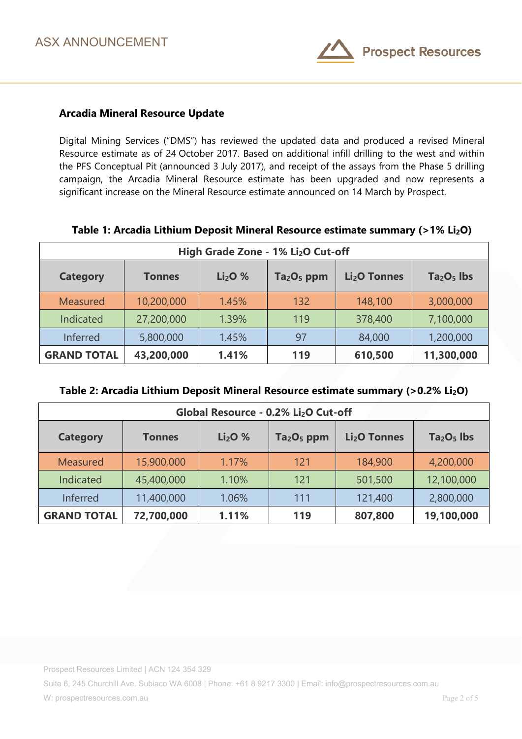## Arcadia Mineral Resource Update

Digital Mining Services ("DMS") has reviewed the updated data and produced a revised Mineral Resource estimate as of 24 October 2017. Based on additional infill drilling to the west and within the PFS Conceptual Pit (announced 3 July 2017), and receipt of the assays from the Phase 5 drilling campaign, the Arcadia Mineral Resource estimate has been upgraded and now represents a significant increase on the Mineral Resource estimate announced on 14 March by Prospect.

**Table 1: Arcadia Lithium Deposit Mineral Resource estimate summary (>1% $Li_2O$)**

| High Grade Zone - 1% $Li_2O$ Cut-off | | | | | |
|---|---|---|---|---|---|
| **Category** | **Tonnes** | **$Li_2O$ %** | **$Ta_2O_5$ ppm** | **$Li_2O$ Tonnes** | **$Ta_2O_5$ lbs** |
| Measured | 10,200,000 | 1.45% | 132 | 148,100 | 3,000,000 |
| Indicated | 27,200,000 | 1.39% | 119 | 378,400 | 7,100,000 |
| Inferred | 5,800,000 | 1.45% | 97 | 84,000 | 1,200,000 |
| **GRAND TOTAL** | **43,200,000** | **1.41%** | **119** | **610,500** | **11,300,000** |

**Table 2: Arcadia Lithium Deposit Mineral Resource estimate summary (>0.2% $Li_2O$)**

| Global Resource - 0.2% $Li_2O$ Cut-off | | | | | |
|---|---|---|---|---|---|
| **Category** | **Tonnes** | **$Li_2O$ %** | **$Ta_2O_5$ ppm** | **$Li_2O$ Tonnes** | **$Ta_2O_5$ lbs** |
| Measured | 15,900,000 | 1.17% | 121 | 184,900 | 4,200,000 |
| Indicated | 45,400,000 | 1.10% | 121 | 501,500 | 12,100,000 |
| Inferred | 11,400,000 | 1.06% | 111 | 121,400 | 2,800,000 |
| **GRAND TOTAL** | **72,700,000** | **1.11%** | **119** | **807,800** | **19,100,000** |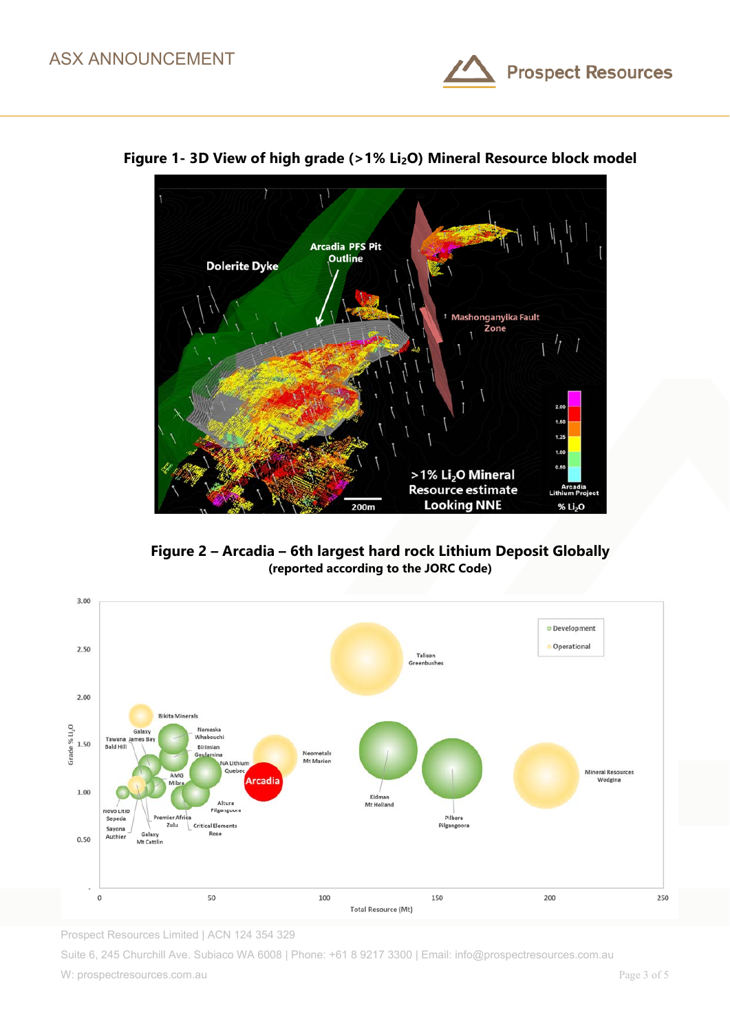**Figure 1- 3D View of high grade (>1% $Li_2O$) Mineral Resource block model**

**Figure 2 – Arcadia – 6th largest hard rock Lithium Deposit Globally**
**(reported according to the JORC Code)**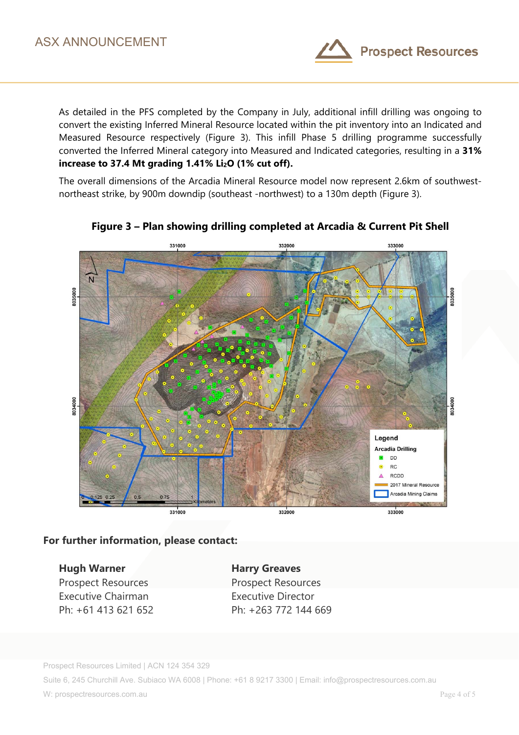As detailed in the PFS completed by the Company in July, additional infill drilling was ongoing to convert the existing Inferred Mineral Resource located within the pit inventory into an Indicated and Measured Resource respectively (Figure 3). This infill Phase 5 drilling programme successfully converted the Inferred Mineral category into Measured and Indicated categories, resulting in a **31% increase to 37.4 Mt grading 1.41% $Li_2O$ (1% cut off).**

The overall dimensions of the Arcadia Mineral Resource model now represent 2.6km of southwest-northeast strike, by 900m downdip (southeast -northwest) to a 130m depth (Figure 3).

**Figure 3 – Plan showing drilling completed at Arcadia & Current Pit Shell**

**For further information, please contact:**

**Hugh Warner**
Prospect Resources
Executive Chairman
Ph: +61 413 621 652

**Harry Greaves**
Prospect Resources
Executive Director
Ph: +263 772 144 669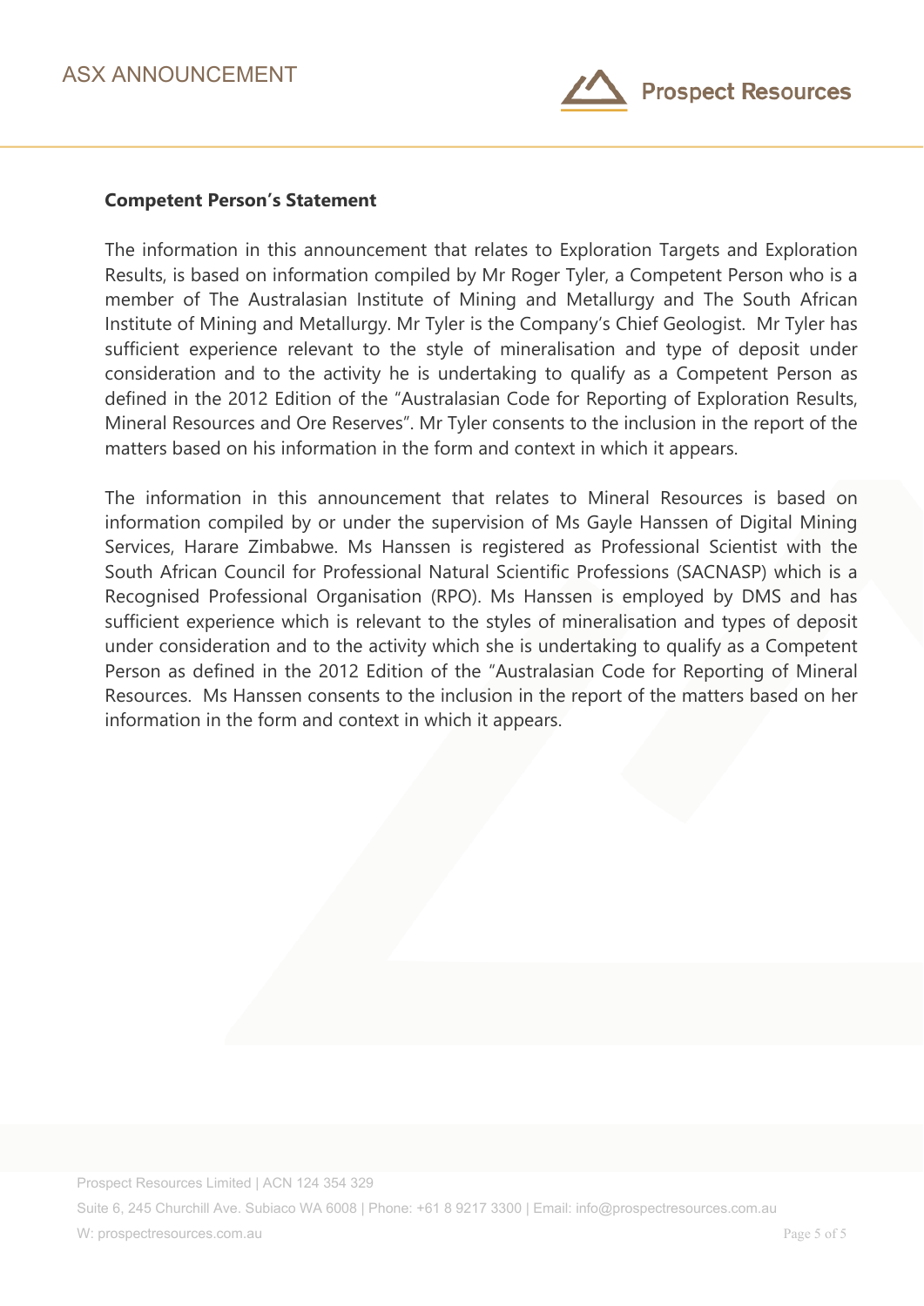**Competent Person's Statement**

The information in this announcement that relates to Exploration Targets and Exploration Results, is based on information compiled by Mr Roger Tyler, a Competent Person who is a member of The Australasian Institute of Mining and Metallurgy and The South African Institute of Mining and Metallurgy. Mr Tyler is the Company's Chief Geologist. Mr Tyler has sufficient experience relevant to the style of mineralisation and type of deposit under consideration and to the activity he is undertaking to qualify as a Competent Person as defined in the 2012 Edition of the "Australasian Code for Reporting of Exploration Results, Mineral Resources and Ore Reserves". Mr Tyler consents to the inclusion in the report of the matters based on his information in the form and context in which it appears.

The information in this announcement that relates to Mineral Resources is based on information compiled by or under the supervision of Ms Gayle Hanssen of Digital Mining Services, Harare Zimbabwe. Ms Hanssen is registered as Professional Scientist with the South African Council for Professional Natural Scientific Professions (SACNASP) which is a Recognised Professional Organisation (RPO). Ms Hanssen is employed by DMS and has sufficient experience which is relevant to the styles of mineralisation and types of deposit under consideration and to the activity which she is undertaking to qualify as a Competent Person as defined in the 2012 Edition of the "Australasian Code for Reporting of Mineral Resources. Ms Hanssen consents to the inclusion in the report of the matters based on her information in the form and context in which it appears.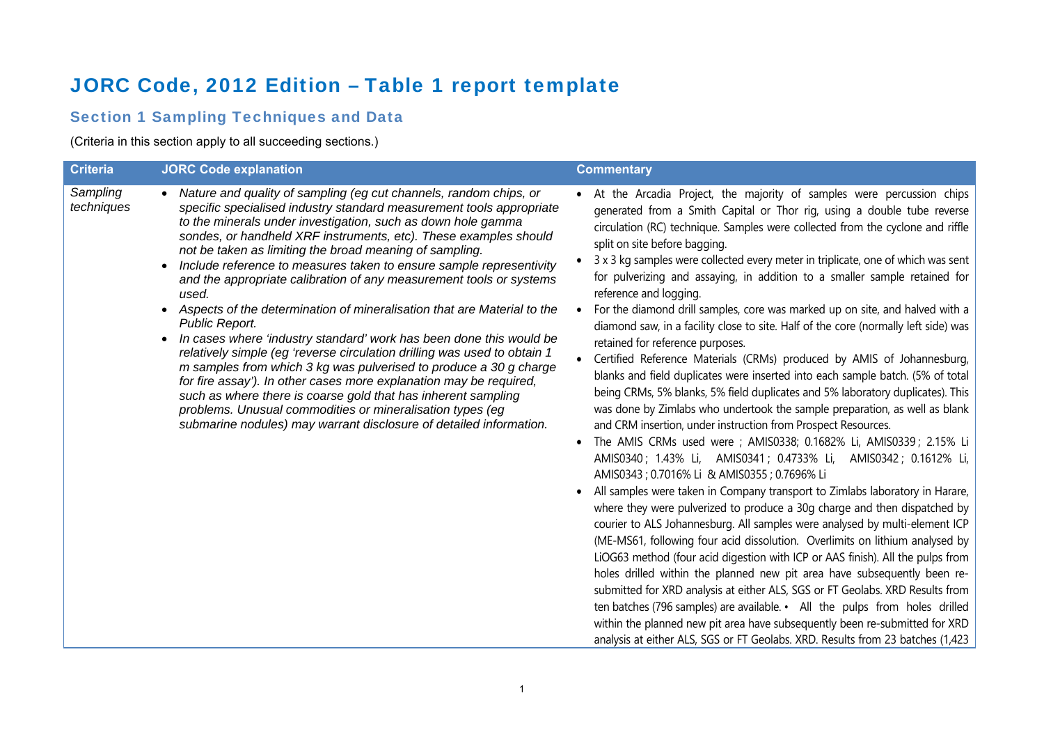# JORC Code, 2012 Edition – Table 1 report template

## Section 1 Sampling Techniques and Data

(Criteria in this section apply to all succeeding sections.)

| Criteria | JORC Code explanation | Commentary |
|---|---|---|
| *Sampling techniques* | • *Nature and quality of sampling (eg cut channels, random chips, or specific specialised industry standard measurement tools appropriate to the minerals under investigation, such as down hole gamma sondes, or handheld XRF instruments, etc). These examples should not be taken as limiting the broad meaning of sampling.*<br>• *Include reference to measures taken to ensure sample representivity and the appropriate calibration of any measurement tools or systems used.*<br>• *Aspects of the determination of mineralisation that are Material to the Public Report.*<br>• *In cases where 'industry standard' work has been done this would be relatively simple (eg 'reverse circulation drilling was used to obtain 1 m samples from which 3 kg was pulverised to produce a 30 g charge for fire assay'). In other cases more explanation may be required, such as where there is coarse gold that has inherent sampling problems. Unusual commodities or mineralisation types (eg submarine nodules) may warrant disclosure of detailed information.* | • At the Arcadia Project, the majority of samples were percussion chips generated from a Smith Capital or Thor rig, using a double tube reverse circulation (RC) technique. Samples were collected from the cyclone and riffle split on site before bagging.<br>• 3 x 3 kg samples were collected every meter in triplicate, one of which was sent for pulverizing and assaying, in addition to a smaller sample retained for reference and logging.<br>• For the diamond drill samples, core was marked up on site, and halved with a diamond saw, in a facility close to site. Half of the core (normally left side) was retained for reference purposes.<br>• Certified Reference Materials (CRMs) produced by AMIS of Johannesburg, blanks and field duplicates were inserted into each sample batch. (5% of total being CRMs, 5% blanks, 5% field duplicates and 5% laboratory duplicates). This was done by Zimlabs who undertook the sample preparation, as well as blank and CRM insertion, under instruction from Prospect Resources.<br>• The AMIS CRMs used were ; AMIS0338; 0.1682% Li, AMIS0339 ; 2.15% Li AMIS0340 ; 1.43% Li, AMIS0341 ; 0.4733% Li, AMIS0342 ; 0.1612% Li, AMIS0343 ; 0.7016% Li & AMIS0355 ; 0.7696% Li<br>• All samples were taken in Company transport to Zimlabs laboratory in Harare, where they were pulverized to produce a 30g charge and then dispatched by courier to ALS Johannesburg. All samples were analysed by multi-element ICP (ME-MS61, following four acid dissolution. Overlimits on lithium analysed by LiOG63 method (four acid digestion with ICP or AAS finish). All the pulps from holes drilled within the planned new pit area have subsequently been re-submitted for XRD analysis at either ALS, SGS or FT Geolabs. XRD Results from ten batches (796 samples) are available. • All the pulps from holes drilled within the planned new pit area have subsequently been re-submitted for XRD analysis at either ALS, SGS or FT Geolabs. XRD. Results from 23 batches (1,423 |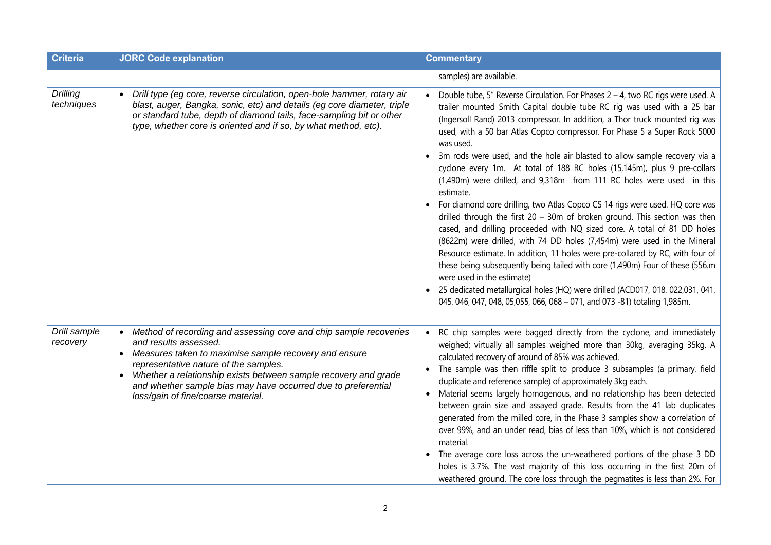| Criteria | JORC Code explanation | Commentary |
|---|---|---|
| | | samples) are available. |
| *Drilling techniques* | • *Drill type (eg core, reverse circulation, open-hole hammer, rotary air blast, auger, Bangka, sonic, etc) and details (eg core diameter, triple or standard tube, depth of diamond tails, face-sampling bit or other type, whether core is oriented and if so, by what method, etc).* | • Double tube, 5" Reverse Circulation. For Phases 2 – 4, two RC rigs were used. A trailer mounted Smith Capital double tube RC rig was used with a 25 bar (Ingersoll Rand) 2013 compressor. In addition, a Thor truck mounted rig was used, with a 50 bar Atlas Copco compressor. For Phase 5 a Super Rock 5000 was used.<br>• 3m rods were used, and the hole air blasted to allow sample recovery via a cyclone every 1m. At total of 188 RC holes (15,145m), plus 9 pre-collars (1,490m) were drilled, and 9,318m from 111 RC holes were used in this estimate.<br>• For diamond core drilling, two Atlas Copco CS 14 rigs were used. HQ core was drilled through the first 20 – 30m of broken ground. This section was then cased, and drilling proceeded with NQ sized core. A total of 81 DD holes (8622m) were drilled, with 74 DD holes (7,454m) were used in the Mineral Resource estimate. In addition, 11 holes were pre-collared by RC, with four of these being subsequently being tailed with core (1,490m) Four of these (556.m were used in the estimate)<br>• 25 dedicated metallurgical holes (HQ) were drilled (ACD017, 018, 022,031, 041, 045, 046, 047, 048, 05,055, 066, 068 – 071, and 073 -81) totaling 1,985m. |
| *Drill sample recovery* | • *Method of recording and assessing core and chip sample recoveries and results assessed.*<br>• *Measures taken to maximise sample recovery and ensure representative nature of the samples.*<br>• *Whether a relationship exists between sample recovery and grade and whether sample bias may have occurred due to preferential loss/gain of fine/coarse material.* | • RC chip samples were bagged directly from the cyclone, and immediately weighed; virtually all samples weighed more than 30kg, averaging 35kg. A calculated recovery of around of 85% was achieved.<br>• The sample was then riffle split to produce 3 subsamples (a primary, field duplicate and reference sample) of approximately 3kg each.<br>• Material seems largely homogenous, and no relationship has been detected between grain size and assayed grade. Results from the 41 lab duplicates generated from the milled core, in the Phase 3 samples show a correlation of over 99%, and an under read, bias of less than 10%, which is not considered material.<br>• The average core loss across the un-weathered portions of the phase 3 DD holes is 3.7%. The vast majority of this loss occurring in the first 20m of weathered ground. The core loss through the pegmatites is less than 2%. For |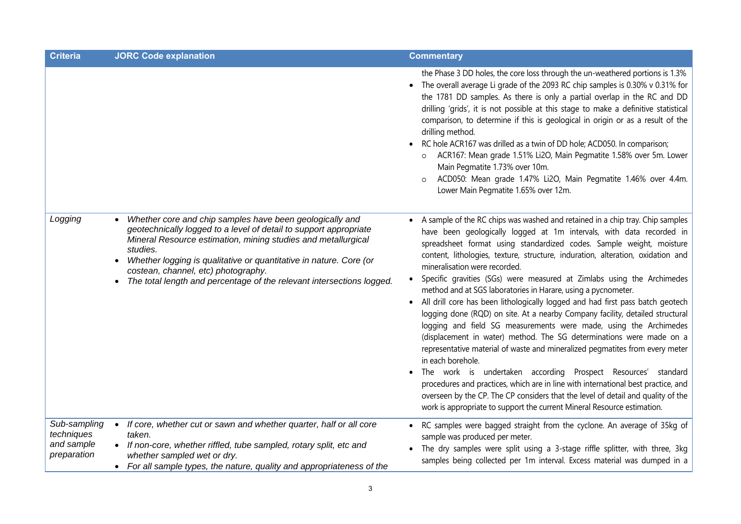| Criteria | JORC Code explanation | Commentary |
|---|---|---|
| | | the Phase 3 DD holes, the core loss through the un-weathered portions is 1.3%<br>• The overall average Li grade of the 2093 RC chip samples is 0.30% v 0.31% for the 1781 DD samples. As there is only a partial overlap in the RC and DD drilling 'grids', it is not possible at this stage to make a definitive statistical comparison, to determine if this is geological in origin or as a result of the drilling method.<br>• RC hole ACR167 was drilled as a twin of DD hole; ACD050. In comparison;<br>  o ACR167: Mean grade 1.51% Li2O, Main Pegmatite 1.58% over 5m. Lower Main Pegmatite 1.73% over 10m.<br>  o ACD050: Mean grade 1.47% Li2O, Main Pegmatite 1.46% over 4.4m. Lower Main Pegmatite 1.65% over 12m. |
| *Logging* | • *Whether core and chip samples have been geologically and geotechnically logged to a level of detail to support appropriate Mineral Resource estimation, mining studies and metallurgical studies.*<br>• *Whether logging is qualitative or quantitative in nature. Core (or costean, channel, etc) photography.*<br>• *The total length and percentage of the relevant intersections logged.* | • A sample of the RC chips was washed and retained in a chip tray. Chip samples have been geologically logged at 1m intervals, with data recorded in spreadsheet format using standardized codes. Sample weight, moisture content, lithologies, texture, structure, induration, alteration, oxidation and mineralisation were recorded.<br>• Specific gravities (SGs) were measured at Zimlabs using the Archimedes method and at SGS laboratories in Harare, using a pycnometer.<br>• All drill core has been lithologically logged and had first pass batch geotech logging done (RQD) on site. At a nearby Company facility, detailed structural logging and field SG measurements were made, using the Archimedes (displacement in water) method. The SG determinations were made on a representative material of waste and mineralized pegmatites from every meter in each borehole.<br>• The work is undertaken according Prospect Resources' standard procedures and practices, which are in line with international best practice, and overseen by the CP. The CP considers that the level of detail and quality of the work is appropriate to support the current Mineral Resource estimation. |
| *Sub-sampling techniques and sample preparation* | • *If core, whether cut or sawn and whether quarter, half or all core taken.*<br>• *If non-core, whether riffled, tube sampled, rotary split, etc and whether sampled wet or dry.*<br>• *For all sample types, the nature, quality and appropriateness of the* | • RC samples were bagged straight from the cyclone. An average of 35kg of sample was produced per meter.<br>• The dry samples were split using a 3-stage riffle splitter, with three, 3kg samples being collected per 1m interval. Excess material was dumped in a |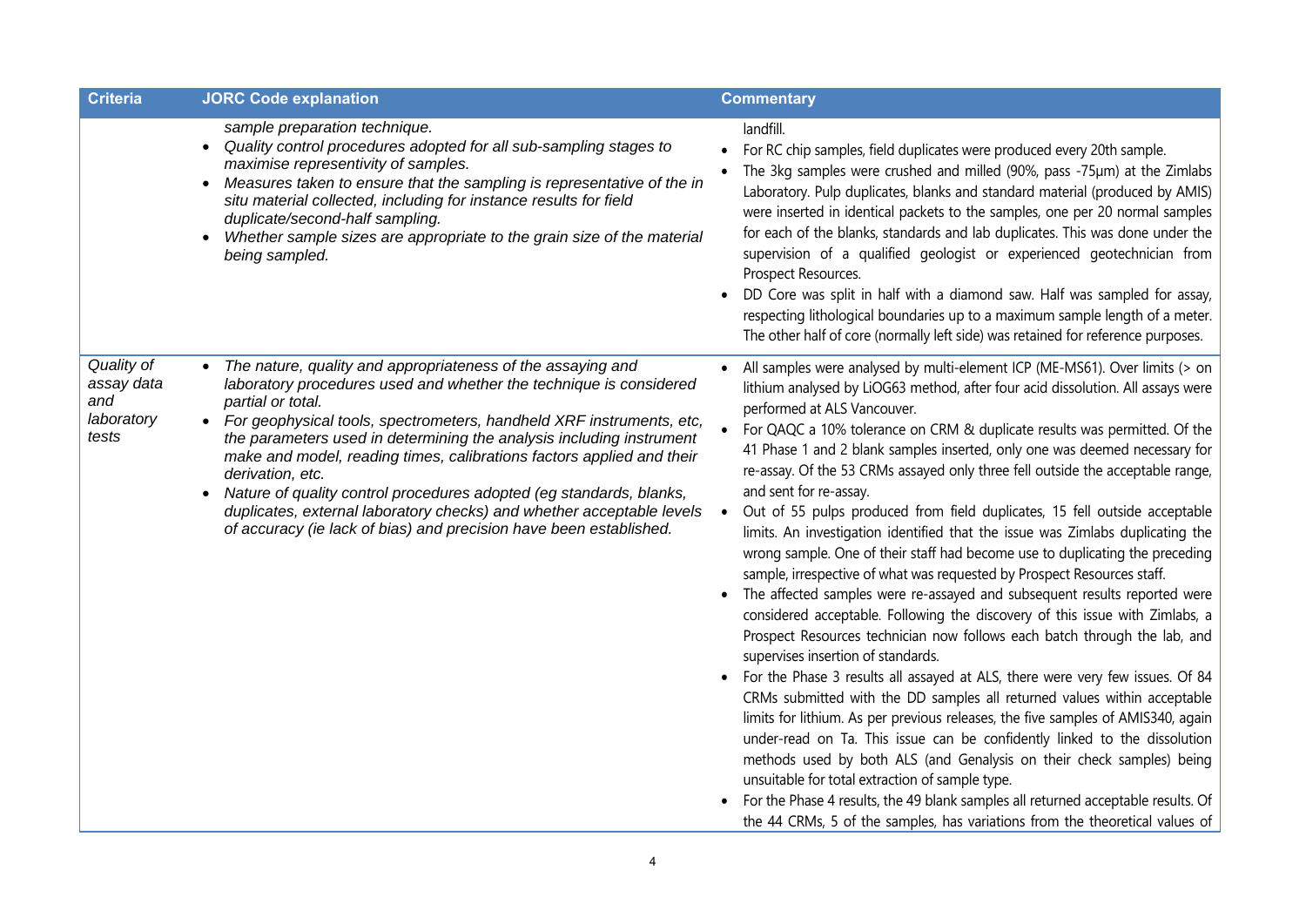| Criteria | JORC Code explanation | Commentary |
| --- | --- | --- |
| | *sample preparation technique.*<br>• *Quality control procedures adopted for all sub-sampling stages to maximise representivity of samples.*<br>• *Measures taken to ensure that the sampling is representative of the in situ material collected, including for instance results for field duplicate/second-half sampling.*<br>• *Whether sample sizes are appropriate to the grain size of the material being sampled.* | landfill.<br>• For RC chip samples, field duplicates were produced every 20th sample.<br>• The 3kg samples were crushed and milled (90%, pass -75µm) at the Zimlabs Laboratory. Pulp duplicates, blanks and standard material (produced by AMIS) were inserted in identical packets to the samples, one per 20 normal samples for each of the blanks, standards and lab duplicates. This was done under the supervision of a qualified geologist or experienced geotechnician from Prospect Resources.<br>• DD Core was split in half with a diamond saw. Half was sampled for assay, respecting lithological boundaries up to a maximum sample length of a meter. The other half of core (normally left side) was retained for reference purposes. |
| *Quality of assay data and laboratory tests* | • *The nature, quality and appropriateness of the assaying and laboratory procedures used and whether the technique is considered partial or total.*<br>• *For geophysical tools, spectrometers, handheld XRF instruments, etc, the parameters used in determining the analysis including instrument make and model, reading times, calibrations factors applied and their derivation, etc.*<br>• *Nature of quality control procedures adopted (eg standards, blanks, duplicates, external laboratory checks) and whether acceptable levels of accuracy (ie lack of bias) and precision have been established.* | • All samples were analysed by multi-element ICP (ME-MS61). Over limits (> on lithium analysed by LiOG63 method, after four acid dissolution. All assays were performed at ALS Vancouver.<br>• For QAQC a 10% tolerance on CRM & duplicate results was permitted. Of the 41 Phase 1 and 2 blank samples inserted, only one was deemed necessary for re-assay. Of the 53 CRMs assayed only three fell outside the acceptable range, and sent for re-assay.<br>• Out of 55 pulps produced from field duplicates, 15 fell outside acceptable limits. An investigation identified that the issue was Zimlabs duplicating the wrong sample. One of their staff had become use to duplicating the preceding sample, irrespective of what was requested by Prospect Resources staff.<br>• The affected samples were re-assayed and subsequent results reported were considered acceptable. Following the discovery of this issue with Zimlabs, a Prospect Resources technician now follows each batch through the lab, and supervises insertion of standards.<br>• For the Phase 3 results all assayed at ALS, there were very few issues. Of 84 CRMs submitted with the DD samples all returned values within acceptable limits for lithium. As per previous releases, the five samples of AMIS340, again under-read on Ta. This issue can be confidently linked to the dissolution methods used by both ALS (and Genalysis on their check samples) being unsuitable for total extraction of sample type.<br>• For the Phase 4 results, the 49 blank samples all returned acceptable results. Of the 44 CRMs, 5 of the samples, has variations from the theoretical values of |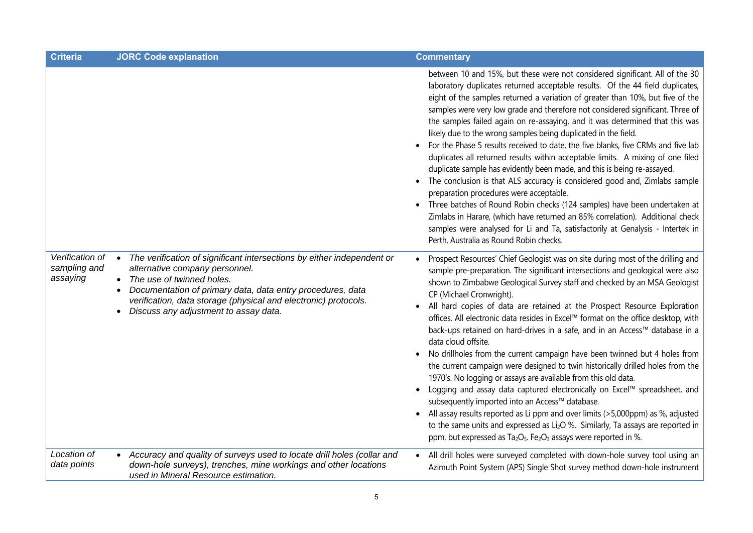| Criteria | JORC Code explanation | Commentary |
|---|---|---|
| | | between 10 and 15%, but these were not considered significant. All of the 30 laboratory duplicates returned acceptable results. Of the 44 field duplicates, eight of the samples returned a variation of greater than 10%, but five of the samples were very low grade and therefore not considered significant. Three of the samples failed again on re-assaying, and it was determined that this was likely due to the wrong samples being duplicated in the field.<br>• For the Phase 5 results received to date, the five blanks, five CRMs and five lab duplicates all returned results within acceptable limits. A mixing of one filed duplicate sample has evidently been made, and this is being re-assayed.<br>• The conclusion is that ALS accuracy is considered good and, Zimlabs sample preparation procedures were acceptable.<br>• Three batches of Round Robin checks (124 samples) have been undertaken at Zimlabs in Harare, (which have returned an 85% correlation). Additional check samples were analysed for Li and Ta, satisfactorily at Genalysis - Intertek in Perth, Australia as Round Robin checks. |
| *Verification of sampling and assaying* | • *The verification of significant intersections by either independent or alternative company personnel.*<br>• *The use of twinned holes.*<br>• *Documentation of primary data, data entry procedures, data verification, data storage (physical and electronic) protocols.*<br>• *Discuss any adjustment to assay data.* | • Prospect Resources' Chief Geologist was on site during most of the drilling and sample pre-preparation. The significant intersections and geological were also shown to Zimbabwe Geological Survey staff and checked by an MSA Geologist CP (Michael Cronwright).<br>• All hard copies of data are retained at the Prospect Resource Exploration offices. All electronic data resides in Excel™ format on the office desktop, with back-ups retained on hard-drives in a safe, and in an Access™ database in a data cloud offsite.<br>• No drillholes from the current campaign have been twinned but 4 holes from the current campaign were designed to twin historically drilled holes from the 1970's. No logging or assays are available from this old data.<br>• Logging and assay data captured electronically on Excel™ spreadsheet, and subsequently imported into an Access™ database.<br>• All assay results reported as Li ppm and over limits (>5,000ppm) as %, adjusted to the same units and expressed as $Li_2O$ %. Similarly, Ta assays are reported in ppm, but expressed as $Ta_2O_5$. $Fe_2O_3$ assays were reported in %. |
| *Location of data points* | • *Accuracy and quality of surveys used to locate drill holes (collar and down-hole surveys), trenches, mine workings and other locations used in Mineral Resource estimation.* | • All drill holes were surveyed completed with down-hole survey tool using an Azimuth Point System (APS) Single Shot survey method down-hole instrument |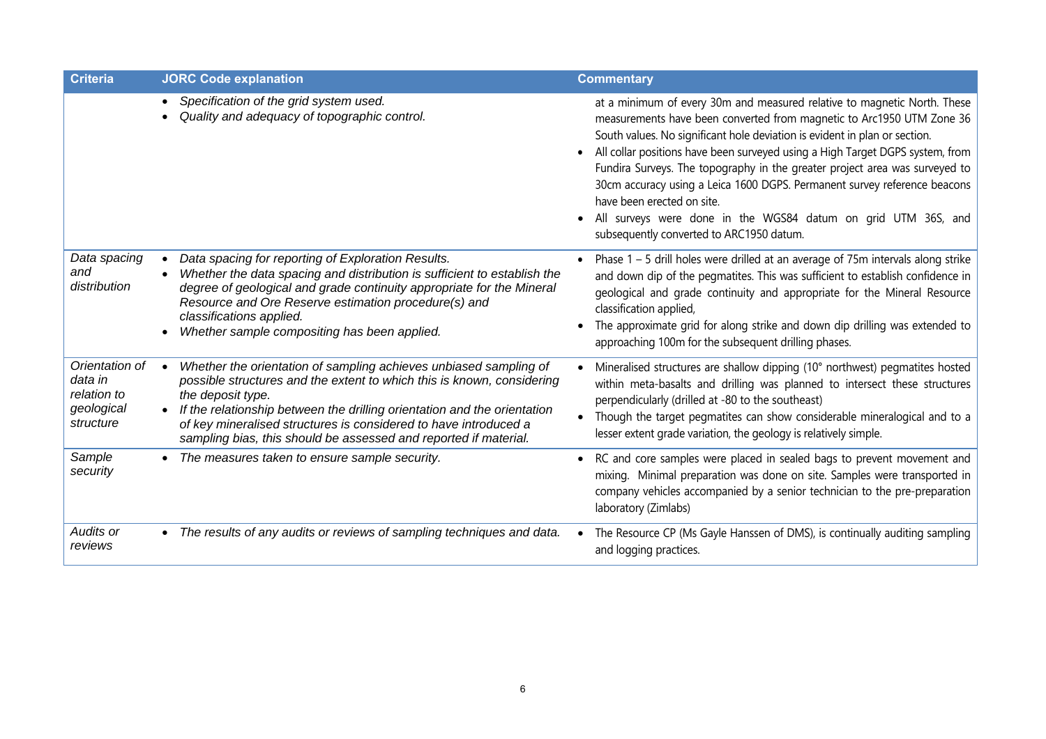| Criteria | JORC Code explanation | Commentary |
|---|---|---|
| | • *Specification of the grid system used.*<br>• *Quality and adequacy of topographic control.* | at a minimum of every 30m and measured relative to magnetic North. These measurements have been converted from magnetic to Arc1950 UTM Zone 36 South values. No significant hole deviation is evident in plan or section.<br>• All collar positions have been surveyed using a High Target DGPS system, from Fundira Surveys. The topography in the greater project area was surveyed to 30cm accuracy using a Leica 1600 DGPS. Permanent survey reference beacons have been erected on site.<br>• All surveys were done in the WGS84 datum on grid UTM 36S, and subsequently converted to ARC1950 datum. |
| *Data spacing and distribution* | • *Data spacing for reporting of Exploration Results.*<br>• *Whether the data spacing and distribution is sufficient to establish the degree of geological and grade continuity appropriate for the Mineral Resource and Ore Reserve estimation procedure(s) and classifications applied.*<br>• *Whether sample compositing has been applied.* | • Phase 1 – 5 drill holes were drilled at an average of 75m intervals along strike and down dip of the pegmatites. This was sufficient to establish confidence in geological and grade continuity and appropriate for the Mineral Resource classification applied,<br>• The approximate grid for along strike and down dip drilling was extended to approaching 100m for the subsequent drilling phases. |
| *Orientation of data in relation to geological structure* | • *Whether the orientation of sampling achieves unbiased sampling of possible structures and the extent to which this is known, considering the deposit type.*<br>• *If the relationship between the drilling orientation and the orientation of key mineralised structures is considered to have introduced a sampling bias, this should be assessed and reported if material.* | • Mineralised structures are shallow dipping (10° northwest) pegmatites hosted within meta-basalts and drilling was planned to intersect these structures perpendicularly (drilled at -80 to the southeast)<br>• Though the target pegmatites can show considerable mineralogical and to a lesser extent grade variation, the geology is relatively simple. |
| *Sample security* | • *The measures taken to ensure sample security.* | • RC and core samples were placed in sealed bags to prevent movement and mixing. Minimal preparation was done on site. Samples were transported in company vehicles accompanied by a senior technician to the pre-preparation laboratory (Zimlabs) |
| *Audits or reviews* | • *The results of any audits or reviews of sampling techniques and data.* | • The Resource CP (Ms Gayle Hanssen of DMS), is continually auditing sampling and logging practices. |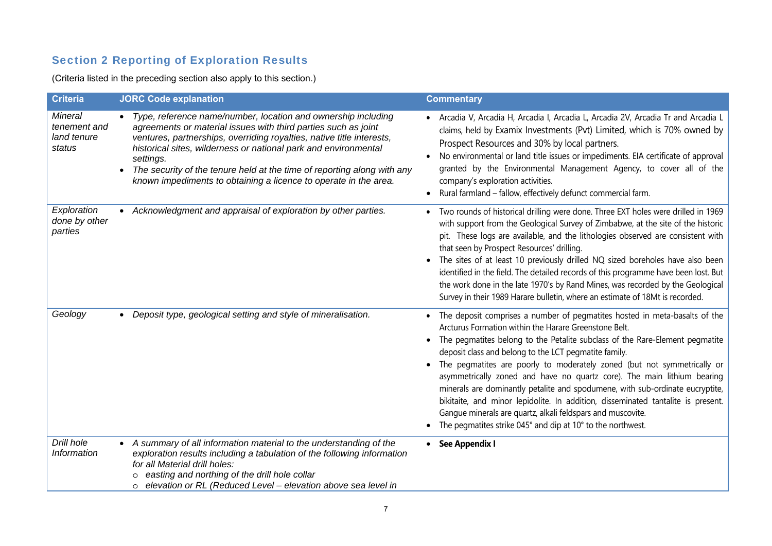## Section 2 Reporting of Exploration Results

(Criteria listed in the preceding section also apply to this section.)

| Criteria | JORC Code explanation | Commentary |
|---|---|---|
| *Mineral tenement and land tenure status* | • *Type, reference name/number, location and ownership including agreements or material issues with third parties such as joint ventures, partnerships, overriding royalties, native title interests, historical sites, wilderness or national park and environmental settings.*<br>• *The security of the tenure held at the time of reporting along with any known impediments to obtaining a licence to operate in the area.* | • Arcadia V, Arcadia H, Arcadia I, Arcadia L, Arcadia 2V, Arcadia Tr and Arcadia L claims, held by Examix Investments (Pvt) Limited, which is 70% owned by Prospect Resources and 30% by local partners.<br>• No environmental or land title issues or impediments. EIA certificate of approval granted by the Environmental Management Agency, to cover all of the company's exploration activities.<br>• Rural farmland – fallow, effectively defunct commercial farm. |
| *Exploration done by other parties* | • *Acknowledgment and appraisal of exploration by other parties.* | • Two rounds of historical drilling were done. Three EXT holes were drilled in 1969 with support from the Geological Survey of Zimbabwe, at the site of the historic pit. These logs are available, and the lithologies observed are consistent with that seen by Prospect Resources' drilling.<br>• The sites of at least 10 previously drilled NQ sized boreholes have also been identified in the field. The detailed records of this programme have been lost. But the work done in the late 1970's by Rand Mines, was recorded by the Geological Survey in their 1989 Harare bulletin, where an estimate of 18Mt is recorded. |
| *Geology* | • *Deposit type, geological setting and style of mineralisation.* | • The deposit comprises a number of pegmatites hosted in meta-basalts of the Arcturus Formation within the Harare Greenstone Belt.<br>• The pegmatites belong to the Petalite subclass of the Rare-Element pegmatite deposit class and belong to the LCT pegmatite family.<br>• The pegmatites are poorly to moderately zoned (but not symmetrically or asymmetrically zoned and have no quartz core). The main lithium bearing minerals are dominantly petalite and spodumene, with sub-ordinate eucryptite, bikitaite, and minor lepidolite. In addition, disseminated tantalite is present. Gangue minerals are quartz, alkali feldspars and muscovite.<br>• The pegmatites strike 045° and dip at 10° to the northwest. |
| *Drill hole Information* | • *A summary of all information material to the understanding of the exploration results including a tabulation of the following information for all Material drill holes:*<br>○ *easting and northing of the drill hole collar*<br>○ *elevation or RL (Reduced Level – elevation above sea level in* | • **See Appendix I** |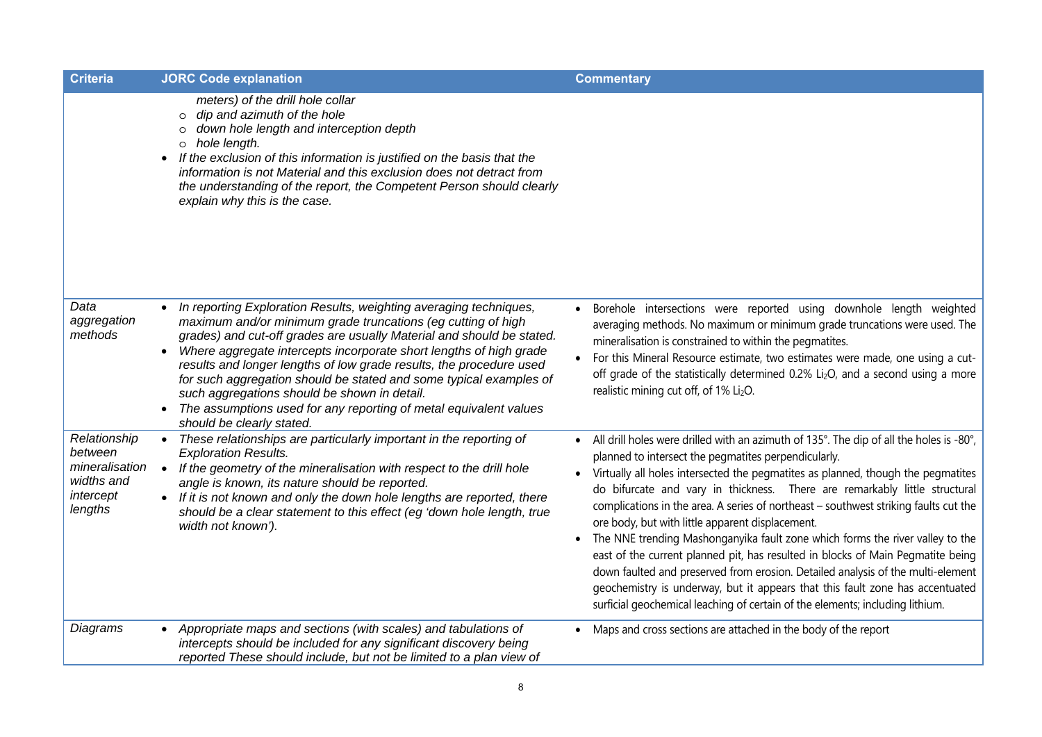| Criteria | JORC Code explanation | Commentary |
|---|---|---|
| | *meters) of the drill hole collar*<br>○ *dip and azimuth of the hole*<br>○ *down hole length and interception depth*<br>○ *hole length.*<br>• *If the exclusion of this information is justified on the basis that the information is not Material and this exclusion does not detract from the understanding of the report, the Competent Person should clearly explain why this is the case.* | |
| *Data aggregation methods* | • *In reporting Exploration Results, weighting averaging techniques, maximum and/or minimum grade truncations (eg cutting of high grades) and cut-off grades are usually Material and should be stated.*<br>• *Where aggregate intercepts incorporate short lengths of high grade results and longer lengths of low grade results, the procedure used for such aggregation should be stated and some typical examples of such aggregations should be shown in detail.*<br>• *The assumptions used for any reporting of metal equivalent values should be clearly stated.* | • Borehole intersections were reported using downhole length weighted averaging methods. No maximum or minimum grade truncations were used. The mineralisation is constrained to within the pegmatites.<br>• For this Mineral Resource estimate, two estimates were made, one using a cut-off grade of the statistically determined 0.2% $Li_2O$, and a second using a more realistic mining cut off, of 1% $Li_2O$. |
| *Relationship between mineralisation widths and intercept lengths* | • *These relationships are particularly important in the reporting of Exploration Results.*<br>• *If the geometry of the mineralisation with respect to the drill hole angle is known, its nature should be reported.*<br>• *If it is not known and only the down hole lengths are reported, there should be a clear statement to this effect (eg 'down hole length, true width not known').* | • All drill holes were drilled with an azimuth of 135°. The dip of all the holes is -80°, planned to intersect the pegmatites perpendicularly.<br>• Virtually all holes intersected the pegmatites as planned, though the pegmatites do bifurcate and vary in thickness. There are remarkably little structural complications in the area. A series of northeast – southwest striking faults cut the ore body, but with little apparent displacement.<br>• The NNE trending Mashonganyika fault zone which forms the river valley to the east of the current planned pit, has resulted in blocks of Main Pegmatite being down faulted and preserved from erosion. Detailed analysis of the multi-element geochemistry is underway, but it appears that this fault zone has accentuated surficial geochemical leaching of certain of the elements; including lithium. |
| *Diagrams* | • *Appropriate maps and sections (with scales) and tabulations of intercepts should be included for any significant discovery being reported These should include, but not be limited to a plan view of* | • Maps and cross sections are attached in the body of the report |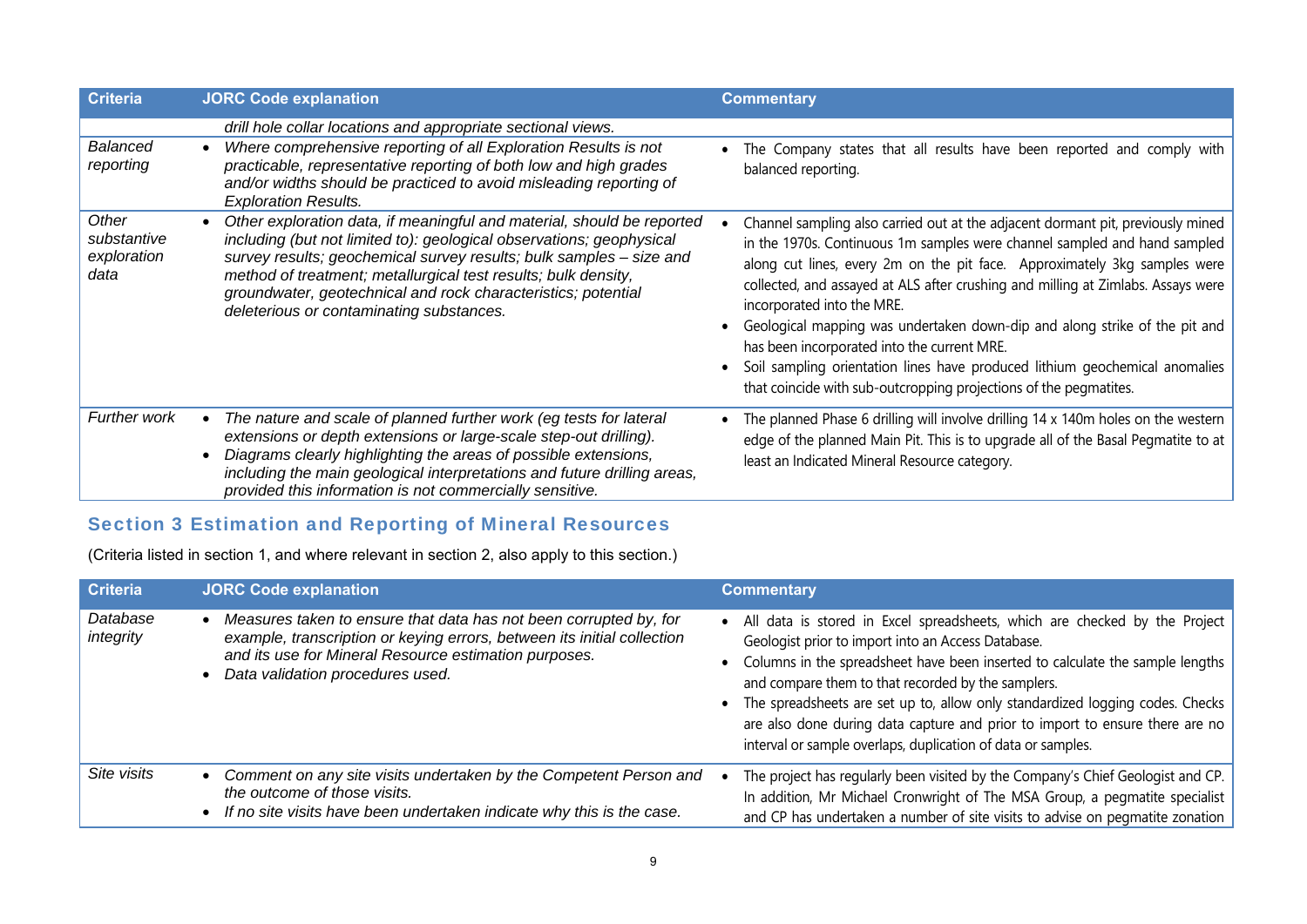| Criteria | JORC Code explanation | Commentary |
|---|---|---|
| | *drill hole collar locations and appropriate sectional views.* | |
| *Balanced reporting* | • *Where comprehensive reporting of all Exploration Results is not practicable, representative reporting of both low and high grades and/or widths should be practiced to avoid misleading reporting of Exploration Results.* | • The Company states that all results have been reported and comply with balanced reporting. |
| *Other substantive exploration data* | • *Other exploration data, if meaningful and material, should be reported including (but not limited to): geological observations; geophysical survey results; geochemical survey results; bulk samples – size and method of treatment; metallurgical test results; bulk density, groundwater, geotechnical and rock characteristics; potential deleterious or contaminating substances.* | • Channel sampling also carried out at the adjacent dormant pit, previously mined in the 1970s. Continuous 1m samples were channel sampled and hand sampled along cut lines, every 2m on the pit face. Approximately 3kg samples were collected, and assayed at ALS after crushing and milling at Zimlabs. Assays were incorporated into the MRE.<br>• Geological mapping was undertaken down-dip and along strike of the pit and has been incorporated into the current MRE.<br>• Soil sampling orientation lines have produced lithium geochemical anomalies that coincide with sub-outcropping projections of the pegmatites. |
| *Further work* | • *The nature and scale of planned further work (eg tests for lateral extensions or depth extensions or large-scale step-out drilling).*<br>• *Diagrams clearly highlighting the areas of possible extensions, including the main geological interpretations and future drilling areas, provided this information is not commercially sensitive.* | • The planned Phase 6 drilling will involve drilling 14 x 140m holes on the western edge of the planned Main Pit. This is to upgrade all of the Basal Pegmatite to at least an Indicated Mineral Resource category. |

## Section 3 Estimation and Reporting of Mineral Resources

(Criteria listed in section 1, and where relevant in section 2, also apply to this section.)

| Criteria | JORC Code explanation | Commentary |
|---|---|---|
| *Database integrity* | • *Measures taken to ensure that data has not been corrupted by, for example, transcription or keying errors, between its initial collection and its use for Mineral Resource estimation purposes.*<br>• *Data validation procedures used.* | • All data is stored in Excel spreadsheets, which are checked by the Project Geologist prior to import into an Access Database.<br>• Columns in the spreadsheet have been inserted to calculate the sample lengths and compare them to that recorded by the samplers.<br>• The spreadsheets are set up to, allow only standardized logging codes. Checks are also done during data capture and prior to import to ensure there are no interval or sample overlaps, duplication of data or samples. |
| *Site visits* | • *Comment on any site visits undertaken by the Competent Person and the outcome of those visits.*<br>• *If no site visits have been undertaken indicate why this is the case.* | • The project has regularly been visited by the Company's Chief Geologist and CP. In addition, Mr Michael Cronwright of The MSA Group, a pegmatite specialist and CP has undertaken a number of site visits to advise on pegmatite zonation |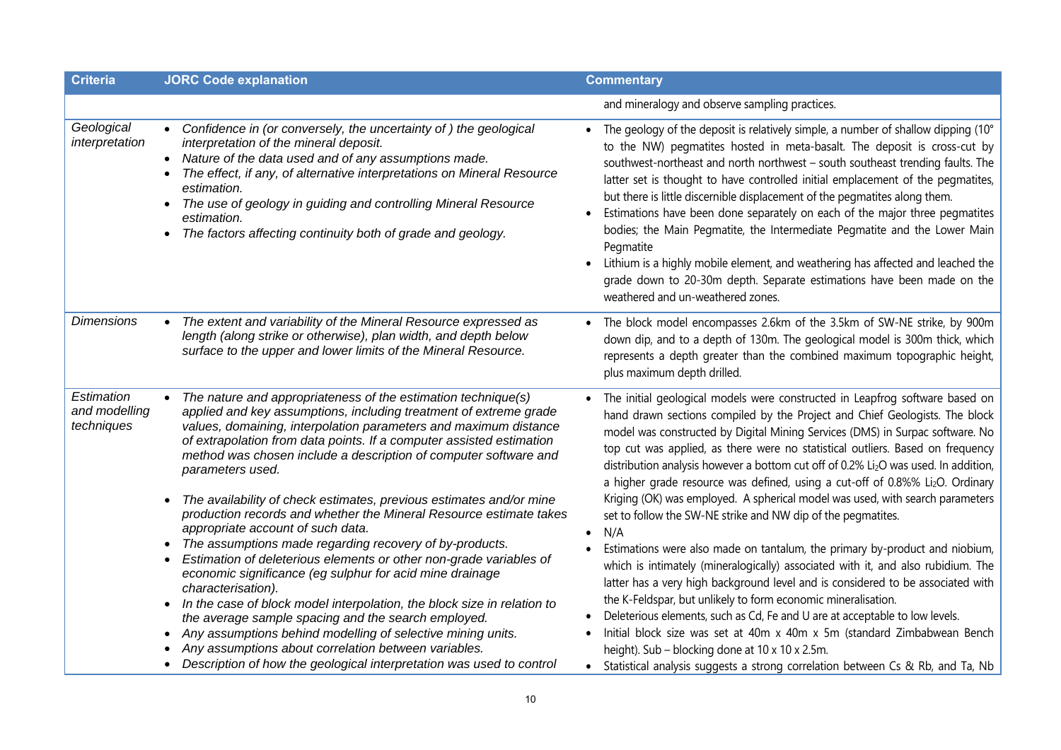| Criteria | JORC Code explanation | Commentary |
|---|---|---|
| | | and mineralogy and observe sampling practices. |
| *Geological interpretation* | • *Confidence in (or conversely, the uncertainty of ) the geological interpretation of the mineral deposit.*<br>• *Nature of the data used and of any assumptions made.*<br>• *The effect, if any, of alternative interpretations on Mineral Resource estimation.*<br>• *The use of geology in guiding and controlling Mineral Resource estimation.*<br>• *The factors affecting continuity both of grade and geology.* | • The geology of the deposit is relatively simple, a number of shallow dipping (10° to the NW) pegmatites hosted in meta-basalt. The deposit is cross-cut by southwest-northeast and north northwest – south southeast trending faults. The latter set is thought to have controlled initial emplacement of the pegmatites, but there is little discernible displacement of the pegmatites along them.<br>• Estimations have been done separately on each of the major three pegmatites bodies; the Main Pegmatite, the Intermediate Pegmatite and the Lower Main Pegmatite<br>• Lithium is a highly mobile element, and weathering has affected and leached the grade down to 20-30m depth. Separate estimations have been made on the weathered and un-weathered zones. |
| *Dimensions* | • *The extent and variability of the Mineral Resource expressed as length (along strike or otherwise), plan width, and depth below surface to the upper and lower limits of the Mineral Resource.* | • The block model encompasses 2.6km of the 3.5km of SW-NE strike, by 900m down dip, and to a depth of 130m. The geological model is 300m thick, which represents a depth greater than the combined maximum topographic height, plus maximum depth drilled. |
| *Estimation and modelling techniques* | • *The nature and appropriateness of the estimation technique(s) applied and key assumptions, including treatment of extreme grade values, domaining, interpolation parameters and maximum distance of extrapolation from data points. If a computer assisted estimation method was chosen include a description of computer software and parameters used.*<br>• *The availability of check estimates, previous estimates and/or mine production records and whether the Mineral Resource estimate takes appropriate account of such data.*<br>• *The assumptions made regarding recovery of by-products.*<br>• *Estimation of deleterious elements or other non-grade variables of economic significance (eg sulphur for acid mine drainage characterisation).*<br>• *In the case of block model interpolation, the block size in relation to the average sample spacing and the search employed.*<br>• *Any assumptions behind modelling of selective mining units.*<br>• *Any assumptions about correlation between variables.*<br>• *Description of how the geological interpretation was used to control* | • The initial geological models were constructed in Leapfrog software based on hand drawn sections compiled by the Project and Chief Geologists. The block model was constructed by Digital Mining Services (DMS) in Surpac software. No top cut was applied, as there were no statistical outliers. Based on frequency distribution analysis however a bottom cut off of 0.2% $Li_2O$ was used. In addition, a higher grade resource was defined, using a cut-off of 0.8%% $Li_2O$. Ordinary Kriging (OK) was employed. A spherical model was used, with search parameters set to follow the SW-NE strike and NW dip of the pegmatites.<br>• N/A<br>• Estimations were also made on tantalum, the primary by-product and niobium, which is intimately (mineralogically) associated with it, and also rubidium. The latter has a very high background level and is considered to be associated with the K-Feldspar, but unlikely to form economic mineralisation.<br>• Deleterious elements, such as Cd, Fe and U are at acceptable to low levels.<br>• Initial block size was set at 40m x 40m x 5m (standard Zimbabwean Bench height). Sub – blocking done at 10 x 10 x 2.5m.<br>• Statistical analysis suggests a strong correlation between Cs & Rb, and Ta, Nb |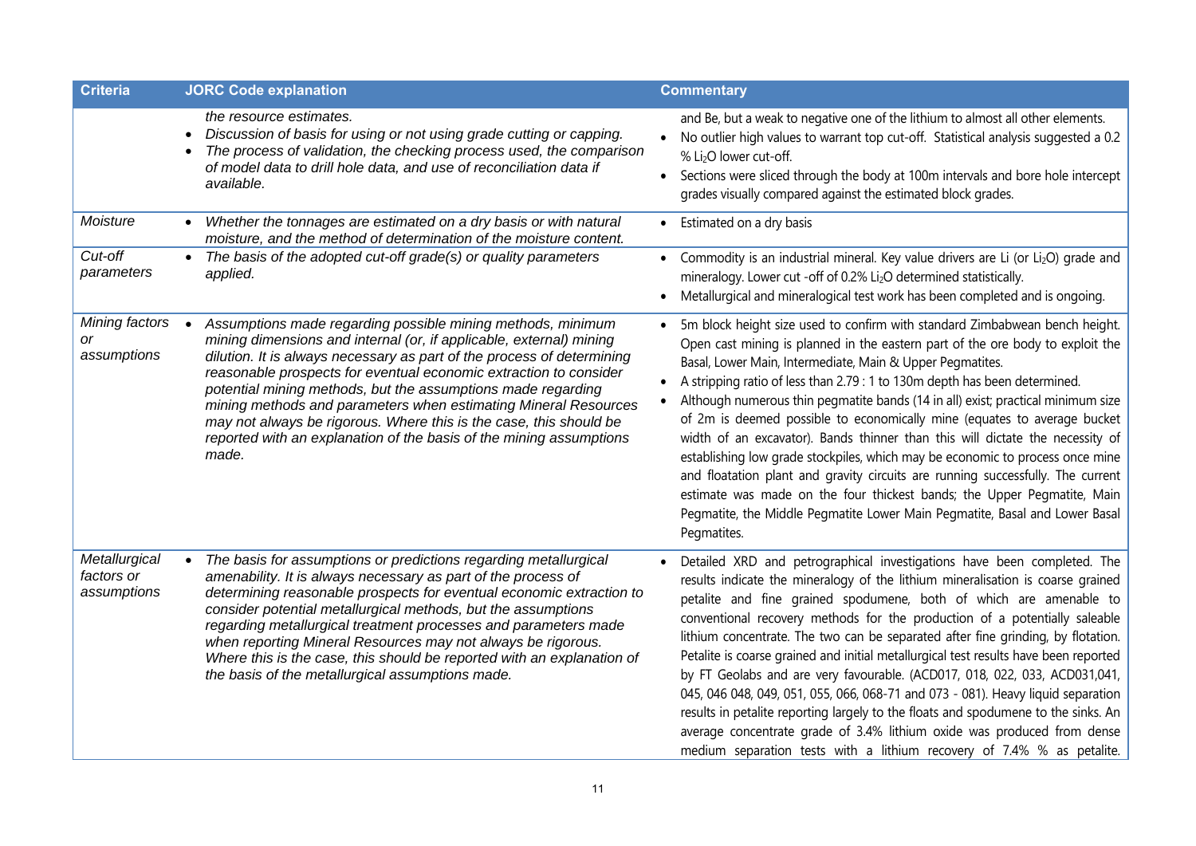| Criteria | JORC Code explanation | Commentary |
|---|---|---|
| | *the resource estimates.* <br>• *Discussion of basis for using or not using grade cutting or capping.* <br>• *The process of validation, the checking process used, the comparison of model data to drill hole data, and use of reconciliation data if available.* | and Be, but a weak to negative one of the lithium to almost all other elements. <br>• No outlier high values to warrant top cut-off. Statistical analysis suggested a 0.2 % $Li_2O$ lower cut-off. <br>• Sections were sliced through the body at 100m intervals and bore hole intercept grades visually compared against the estimated block grades. |
| *Moisture* | • *Whether the tonnages are estimated on a dry basis or with natural moisture, and the method of determination of the moisture content.* | • Estimated on a dry basis |
| *Cut-off parameters* | • *The basis of the adopted cut-off grade(s) or quality parameters applied.* | • Commodity is an industrial mineral. Key value drivers are Li (or $Li_2O$) grade and mineralogy. Lower cut -off of 0.2% $Li_2O$ determined statistically. <br>• Metallurgical and mineralogical test work has been completed and is ongoing. |
| *Mining factors or assumptions* | • *Assumptions made regarding possible mining methods, minimum mining dimensions and internal (or, if applicable, external) mining dilution. It is always necessary as part of the process of determining reasonable prospects for eventual economic extraction to consider potential mining methods, but the assumptions made regarding mining methods and parameters when estimating Mineral Resources may not always be rigorous. Where this is the case, this should be reported with an explanation of the basis of the mining assumptions made.* | • 5m block height size used to confirm with standard Zimbabwean bench height. Open cast mining is planned in the eastern part of the ore body to exploit the Basal, Lower Main, Intermediate, Main & Upper Pegmatites. <br>• A stripping ratio of less than 2.79 : 1 to 130m depth has been determined. <br>• Although numerous thin pegmatite bands (14 in all) exist; practical minimum size of 2m is deemed possible to economically mine (equates to average bucket width of an excavator). Bands thinner than this will dictate the necessity of establishing low grade stockpiles, which may be economic to process once mine and floatation plant and gravity circuits are running successfully. The current estimate was made on the four thickest bands; the Upper Pegmatite, Main Pegmatite, the Middle Pegmatite Lower Main Pegmatite, Basal and Lower Basal Pegmatites. |
| *Metallurgical factors or assumptions* | • *The basis for assumptions or predictions regarding metallurgical amenability. It is always necessary as part of the process of determining reasonable prospects for eventual economic extraction to consider potential metallurgical methods, but the assumptions regarding metallurgical treatment processes and parameters made when reporting Mineral Resources may not always be rigorous. Where this is the case, this should be reported with an explanation of the basis of the metallurgical assumptions made.* | • Detailed XRD and petrographical investigations have been completed. The results indicate the mineralogy of the lithium mineralisation is coarse grained petalite and fine grained spodumene, both of which are amenable to conventional recovery methods for the production of a potentially saleable lithium concentrate. The two can be separated after fine grinding, by flotation. Petalite is coarse grained and initial metallurgical test results have been reported by FT Geolabs and are very favourable. (ACD017, 018, 022, 033, ACD031,041, 045, 046 048, 049, 051, 055, 066, 068-71 and 073 - 081). Heavy liquid separation results in petalite reporting largely to the floats and spodumene to the sinks. An average concentrate grade of 3.4% lithium oxide was produced from dense medium separation tests with a lithium recovery of 7.4% % as petalite. |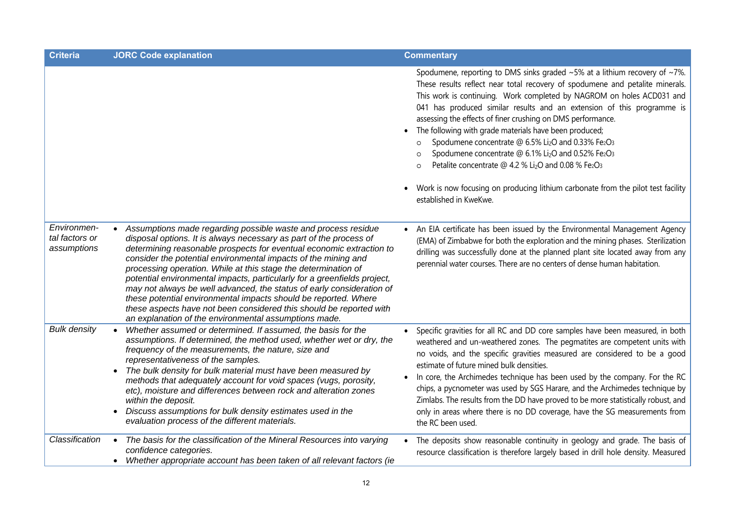| Criteria | JORC Code explanation | Commentary |
|---|---|---|
| | | Spodumene, reporting to DMS sinks graded ~5% at a lithium recovery of ~7%. These results reflect near total recovery of spodumene and petalite minerals. This work is continuing. Work completed by NAGROM on holes ACD031 and 041 has produced similar results and an extension of this programme is assessing the effects of finer crushing on DMS performance.<br>• The following with grade materials have been produced;<br>  ○ Spodumene concentrate @ 6.5% $Li_2O$ and 0.33% $Fe_2O_3$<br>  ○ Spodumene concentrate @ 6.1% $Li_2O$ and 0.52% $Fe_2O_3$<br>  ○ Petalite concentrate @ 4.2 % $Li_2O$ and 0.08 % $Fe_2O_3$<br>• Work is now focusing on producing lithium carbonate from the pilot test facility established in KweKwe. |
| *Environmental factors or assumptions* | • *Assumptions made regarding possible waste and process residue disposal options. It is always necessary as part of the process of determining reasonable prospects for eventual economic extraction to consider the potential environmental impacts of the mining and processing operation. While at this stage the determination of potential environmental impacts, particularly for a greenfields project, may not always be well advanced, the status of early consideration of these potential environmental impacts should be reported. Where these aspects have not been considered this should be reported with an explanation of the environmental assumptions made.* | • An EIA certificate has been issued by the Environmental Management Agency (EMA) of Zimbabwe for both the exploration and the mining phases. Sterilization drilling was successfully done at the planned plant site located away from any perennial water courses. There are no centers of dense human habitation. |
| *Bulk density* | • *Whether assumed or determined. If assumed, the basis for the assumptions. If determined, the method used, whether wet or dry, the frequency of the measurements, the nature, size and representativeness of the samples.*<br>• *The bulk density for bulk material must have been measured by methods that adequately account for void spaces (vugs, porosity, etc), moisture and differences between rock and alteration zones within the deposit.*<br>• *Discuss assumptions for bulk density estimates used in the evaluation process of the different materials.* | • Specific gravities for all RC and DD core samples have been measured, in both weathered and un-weathered zones. The pegmatites are competent units with no voids, and the specific gravities measured are considered to be a good estimate of future mined bulk densities.<br>• In core, the Archimedes technique has been used by the company. For the RC chips, a pycnometer was used by SGS Harare, and the Archimedes technique by Zimlabs. The results from the DD have proved to be more statistically robust, and only in areas where there is no DD coverage, have the SG measurements from the RC been used. |
| *Classification* | • *The basis for the classification of the Mineral Resources into varying confidence categories.*<br>• *Whether appropriate account has been taken of all relevant factors (ie* | • The deposits show reasonable continuity in geology and grade. The basis of resource classification is therefore largely based in drill hole density. Measured |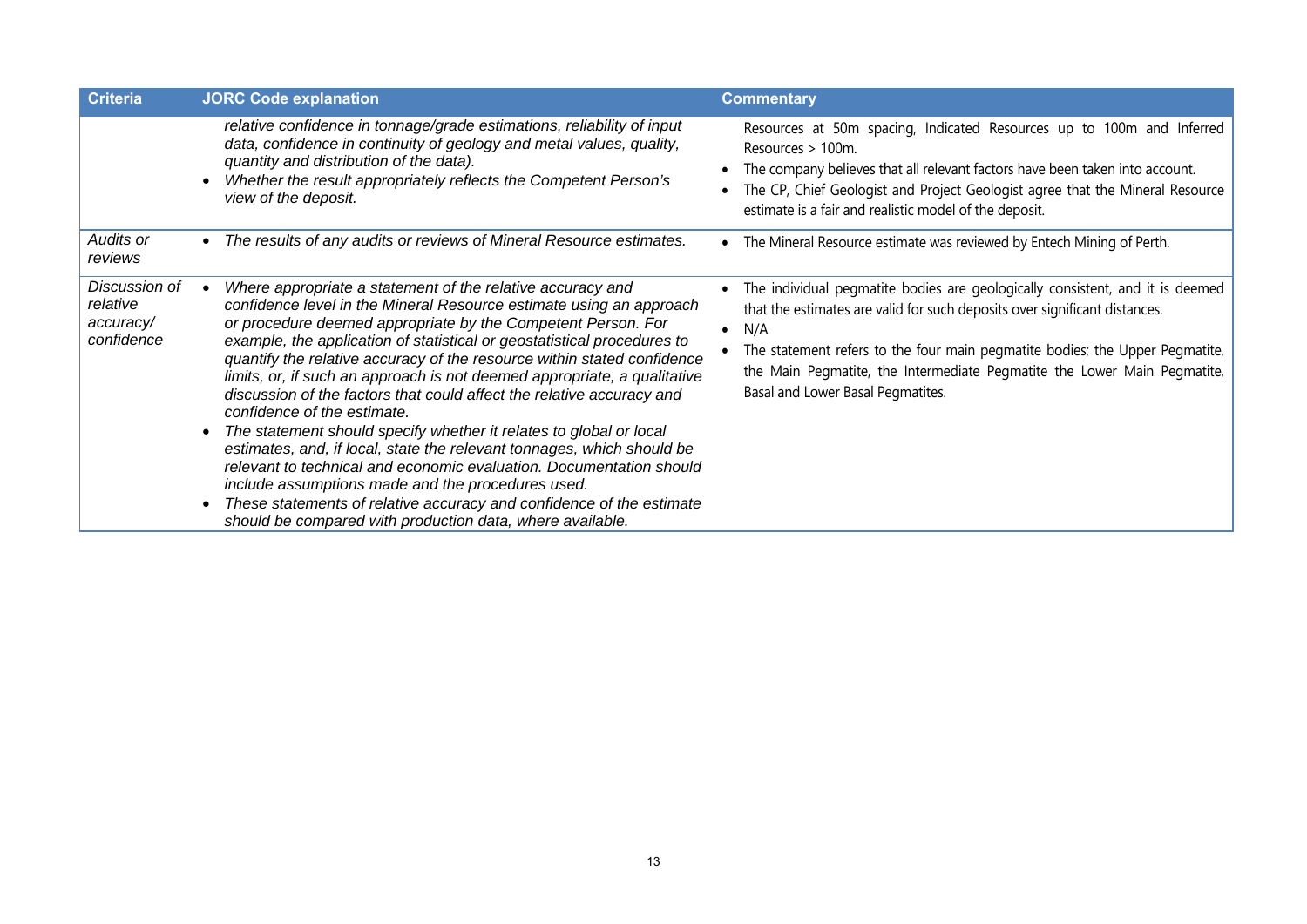| Criteria | JORC Code explanation | Commentary |
|---|---|---|
| | *relative confidence in tonnage/grade estimations, reliability of input data, confidence in continuity of geology and metal values, quality, quantity and distribution of the data).*<br>• *Whether the result appropriately reflects the Competent Person's view of the deposit.* | Resources at 50m spacing, Indicated Resources up to 100m and Inferred Resources > 100m.<br>• The company believes that all relevant factors have been taken into account.<br>• The CP, Chief Geologist and Project Geologist agree that the Mineral Resource estimate is a fair and realistic model of the deposit. |
| *Audits or reviews* | • *The results of any audits or reviews of Mineral Resource estimates.* | • The Mineral Resource estimate was reviewed by Entech Mining of Perth. |
| *Discussion of relative accuracy/ confidence* | • *Where appropriate a statement of the relative accuracy and confidence level in the Mineral Resource estimate using an approach or procedure deemed appropriate by the Competent Person. For example, the application of statistical or geostatistical procedures to quantify the relative accuracy of the resource within stated confidence limits, or, if such an approach is not deemed appropriate, a qualitative discussion of the factors that could affect the relative accuracy and confidence of the estimate.*<br>• *The statement should specify whether it relates to global or local estimates, and, if local, state the relevant tonnages, which should be relevant to technical and economic evaluation. Documentation should include assumptions made and the procedures used.*<br>• *These statements of relative accuracy and confidence of the estimate should be compared with production data, where available.* | • The individual pegmatite bodies are geologically consistent, and it is deemed that the estimates are valid for such deposits over significant distances.<br>• N/A<br>• The statement refers to the four main pegmatite bodies; the Upper Pegmatite, the Main Pegmatite, the Intermediate Pegmatite the Lower Main Pegmatite, Basal and Lower Basal Pegmatites. |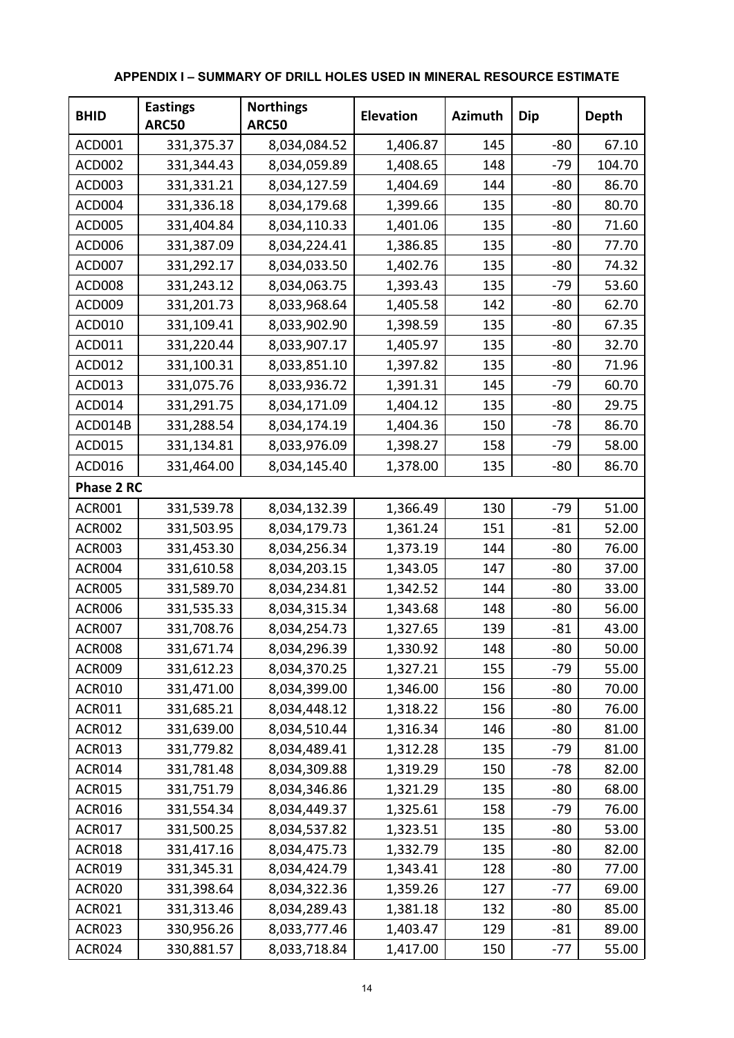**APPENDIX I – SUMMARY OF DRILL HOLES USED IN MINERAL RESOURCE ESTIMATE**

| BHID | Eastings ARC50 | Northings ARC50 | Elevation | Azimuth | Dip | Depth |
|---|---|---|---|---|---|---|
| ACD001 | 331,375.37 | 8,034,084.52 | 1,406.87 | 145 | -80 | 67.10 |
| ACD002 | 331,344.43 | 8,034,059.89 | 1,408.65 | 148 | -79 | 104.70 |
| ACD003 | 331,331.21 | 8,034,127.59 | 1,404.69 | 144 | -80 | 86.70 |
| ACD004 | 331,336.18 | 8,034,179.68 | 1,399.66 | 135 | -80 | 80.70 |
| ACD005 | 331,404.84 | 8,034,110.33 | 1,401.06 | 135 | -80 | 71.60 |
| ACD006 | 331,387.09 | 8,034,224.41 | 1,386.85 | 135 | -80 | 77.70 |
| ACD007 | 331,292.17 | 8,034,033.50 | 1,402.76 | 135 | -80 | 74.32 |
| ACD008 | 331,243.12 | 8,034,063.75 | 1,393.43 | 135 | -79 | 53.60 |
| ACD009 | 331,201.73 | 8,033,968.64 | 1,405.58 | 142 | -80 | 62.70 |
| ACD010 | 331,109.41 | 8,033,902.90 | 1,398.59 | 135 | -80 | 67.35 |
| ACD011 | 331,220.44 | 8,033,907.17 | 1,405.97 | 135 | -80 | 32.70 |
| ACD012 | 331,100.31 | 8,033,851.10 | 1,397.82 | 135 | -80 | 71.96 |
| ACD013 | 331,075.76 | 8,033,936.72 | 1,391.31 | 145 | -79 | 60.70 |
| ACD014 | 331,291.75 | 8,034,171.09 | 1,404.12 | 135 | -80 | 29.75 |
| ACD014B | 331,288.54 | 8,034,174.19 | 1,404.36 | 150 | -78 | 86.70 |
| ACD015 | 331,134.81 | 8,033,976.09 | 1,398.27 | 158 | -79 | 58.00 |
| ACD016 | 331,464.00 | 8,034,145.40 | 1,378.00 | 135 | -80 | 86.70 |
| **Phase 2 RC** | | | | | | |
| ACR001 | 331,539.78 | 8,034,132.39 | 1,366.49 | 130 | -79 | 51.00 |
| ACR002 | 331,503.95 | 8,034,179.73 | 1,361.24 | 151 | -81 | 52.00 |
| ACR003 | 331,453.30 | 8,034,256.34 | 1,373.19 | 144 | -80 | 76.00 |
| ACR004 | 331,610.58 | 8,034,203.15 | 1,343.05 | 147 | -80 | 37.00 |
| ACR005 | 331,589.70 | 8,034,234.81 | 1,342.52 | 144 | -80 | 33.00 |
| ACR006 | 331,535.33 | 8,034,315.34 | 1,343.68 | 148 | -80 | 56.00 |
| ACR007 | 331,708.76 | 8,034,254.73 | 1,327.65 | 139 | -81 | 43.00 |
| ACR008 | 331,671.74 | 8,034,296.39 | 1,330.92 | 148 | -80 | 50.00 |
| ACR009 | 331,612.23 | 8,034,370.25 | 1,327.21 | 155 | -79 | 55.00 |
| ACR010 | 331,471.00 | 8,034,399.00 | 1,346.00 | 156 | -80 | 70.00 |
| ACR011 | 331,685.21 | 8,034,448.12 | 1,318.22 | 156 | -80 | 76.00 |
| ACR012 | 331,639.00 | 8,034,510.44 | 1,316.34 | 146 | -80 | 81.00 |
| ACR013 | 331,779.82 | 8,034,489.41 | 1,312.28 | 135 | -79 | 81.00 |
| ACR014 | 331,781.48 | 8,034,309.88 | 1,319.29 | 150 | -78 | 82.00 |
| ACR015 | 331,751.79 | 8,034,346.86 | 1,321.29 | 135 | -80 | 68.00 |
| ACR016 | 331,554.34 | 8,034,449.37 | 1,325.61 | 158 | -79 | 76.00 |
| ACR017 | 331,500.25 | 8,034,537.82 | 1,323.51 | 135 | -80 | 53.00 |
| ACR018 | 331,417.16 | 8,034,475.73 | 1,332.79 | 135 | -80 | 82.00 |
| ACR019 | 331,345.31 | 8,034,424.79 | 1,343.41 | 128 | -80 | 77.00 |
| ACR020 | 331,398.64 | 8,034,322.36 | 1,359.26 | 127 | -77 | 69.00 |
| ACR021 | 331,313.46 | 8,034,289.43 | 1,381.18 | 132 | -80 | 85.00 |
| ACR023 | 330,956.26 | 8,033,777.46 | 1,403.47 | 129 | -81 | 89.00 |
| ACR024 | 330,881.57 | 8,033,718.84 | 1,417.00 | 150 | -77 | 55.00 |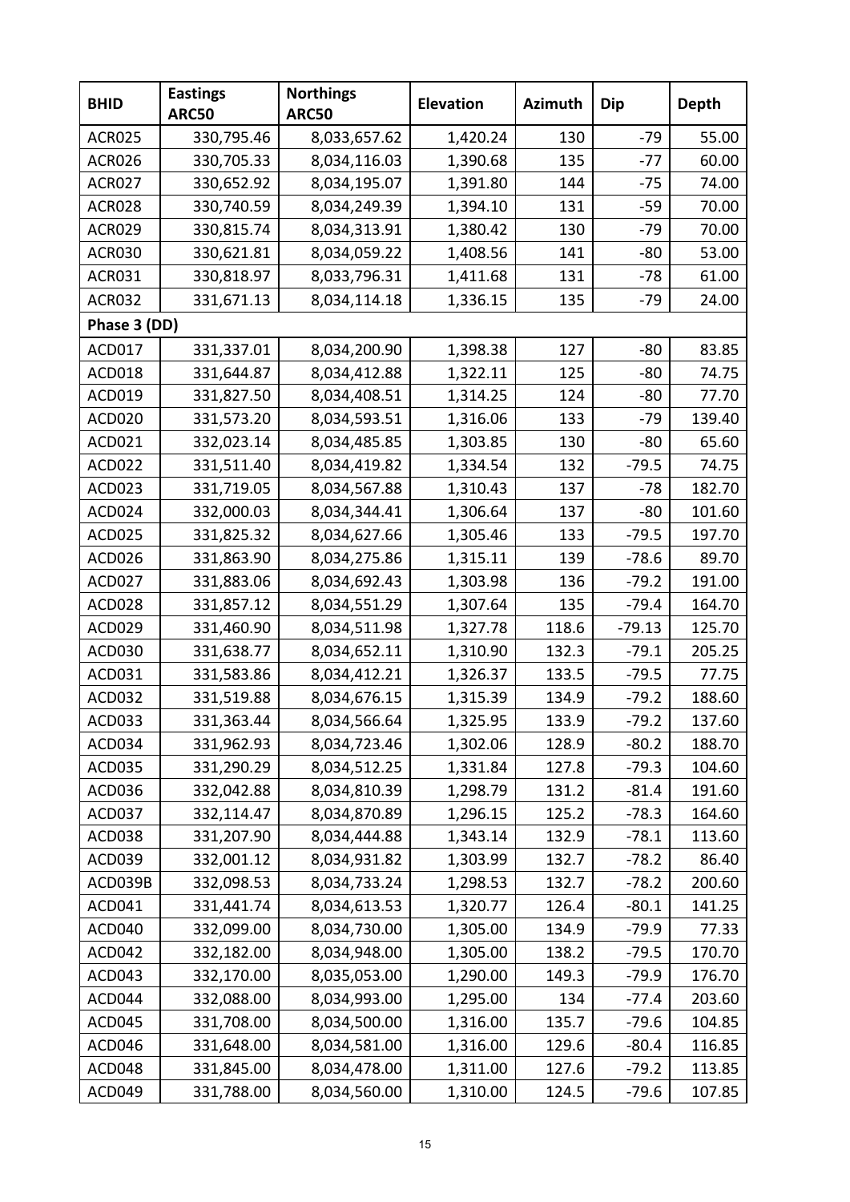| BHID | Eastings ARC50 | Northings ARC50 | Elevation | Azimuth | Dip | Depth |
|---|---|---|---|---|---|---|
| ACR025 | 330,795.46 | 8,033,657.62 | 1,420.24 | 130 | -79 | 55.00 |
| ACR026 | 330,705.33 | 8,034,116.03 | 1,390.68 | 135 | -77 | 60.00 |
| ACR027 | 330,652.92 | 8,034,195.07 | 1,391.80 | 144 | -75 | 74.00 |
| ACR028 | 330,740.59 | 8,034,249.39 | 1,394.10 | 131 | -59 | 70.00 |
| ACR029 | 330,815.74 | 8,034,313.91 | 1,380.42 | 130 | -79 | 70.00 |
| ACR030 | 330,621.81 | 8,034,059.22 | 1,408.56 | 141 | -80 | 53.00 |
| ACR031 | 330,818.97 | 8,033,796.31 | 1,411.68 | 131 | -78 | 61.00 |
| ACR032 | 331,671.13 | 8,034,114.18 | 1,336.15 | 135 | -79 | 24.00 |
| **Phase 3 (DD)** | | | | | | |
| ACD017 | 331,337.01 | 8,034,200.90 | 1,398.38 | 127 | -80 | 83.85 |
| ACD018 | 331,644.87 | 8,034,412.88 | 1,322.11 | 125 | -80 | 74.75 |
| ACD019 | 331,827.50 | 8,034,408.51 | 1,314.25 | 124 | -80 | 77.70 |
| ACD020 | 331,573.20 | 8,034,593.51 | 1,316.06 | 133 | -79 | 139.40 |
| ACD021 | 332,023.14 | 8,034,485.85 | 1,303.85 | 130 | -80 | 65.60 |
| ACD022 | 331,511.40 | 8,034,419.82 | 1,334.54 | 132 | -79.5 | 74.75 |
| ACD023 | 331,719.05 | 8,034,567.88 | 1,310.43 | 137 | -78 | 182.70 |
| ACD024 | 332,000.03 | 8,034,344.41 | 1,306.64 | 137 | -80 | 101.60 |
| ACD025 | 331,825.32 | 8,034,627.66 | 1,305.46 | 133 | -79.5 | 197.70 |
| ACD026 | 331,863.90 | 8,034,275.86 | 1,315.11 | 139 | -78.6 | 89.70 |
| ACD027 | 331,883.06 | 8,034,692.43 | 1,303.98 | 136 | -79.2 | 191.00 |
| ACD028 | 331,857.12 | 8,034,551.29 | 1,307.64 | 135 | -79.4 | 164.70 |
| ACD029 | 331,460.90 | 8,034,511.98 | 1,327.78 | 118.6 | -79.13 | 125.70 |
| ACD030 | 331,638.77 | 8,034,652.11 | 1,310.90 | 132.3 | -79.1 | 205.25 |
| ACD031 | 331,583.86 | 8,034,412.21 | 1,326.37 | 133.5 | -79.5 | 77.75 |
| ACD032 | 331,519.88 | 8,034,676.15 | 1,315.39 | 134.9 | -79.2 | 188.60 |
| ACD033 | 331,363.44 | 8,034,566.64 | 1,325.95 | 133.9 | -79.2 | 137.60 |
| ACD034 | 331,962.93 | 8,034,723.46 | 1,302.06 | 128.9 | -80.2 | 188.70 |
| ACD035 | 331,290.29 | 8,034,512.25 | 1,331.84 | 127.8 | -79.3 | 104.60 |
| ACD036 | 332,042.88 | 8,034,810.39 | 1,298.79 | 131.2 | -81.4 | 191.60 |
| ACD037 | 332,114.47 | 8,034,870.89 | 1,296.15 | 125.2 | -78.3 | 164.60 |
| ACD038 | 331,207.90 | 8,034,444.88 | 1,343.14 | 132.9 | -78.1 | 113.60 |
| ACD039 | 332,001.12 | 8,034,931.82 | 1,303.99 | 132.7 | -78.2 | 86.40 |
| ACD039B | 332,098.53 | 8,034,733.24 | 1,298.53 | 132.7 | -78.2 | 200.60 |
| ACD041 | 331,441.74 | 8,034,613.53 | 1,320.77 | 126.4 | -80.1 | 141.25 |
| ACD040 | 332,099.00 | 8,034,730.00 | 1,305.00 | 134.9 | -79.9 | 77.33 |
| ACD042 | 332,182.00 | 8,034,948.00 | 1,305.00 | 138.2 | -79.5 | 170.70 |
| ACD043 | 332,170.00 | 8,035,053.00 | 1,290.00 | 149.3 | -79.9 | 176.70 |
| ACD044 | 332,088.00 | 8,034,993.00 | 1,295.00 | 134 | -77.4 | 203.60 |
| ACD045 | 331,708.00 | 8,034,500.00 | 1,316.00 | 135.7 | -79.6 | 104.85 |
| ACD046 | 331,648.00 | 8,034,581.00 | 1,316.00 | 129.6 | -80.4 | 116.85 |
| ACD048 | 331,845.00 | 8,034,478.00 | 1,311.00 | 127.6 | -79.2 | 113.85 |
| ACD049 | 331,788.00 | 8,034,560.00 | 1,310.00 | 124.5 | -79.6 | 107.85 |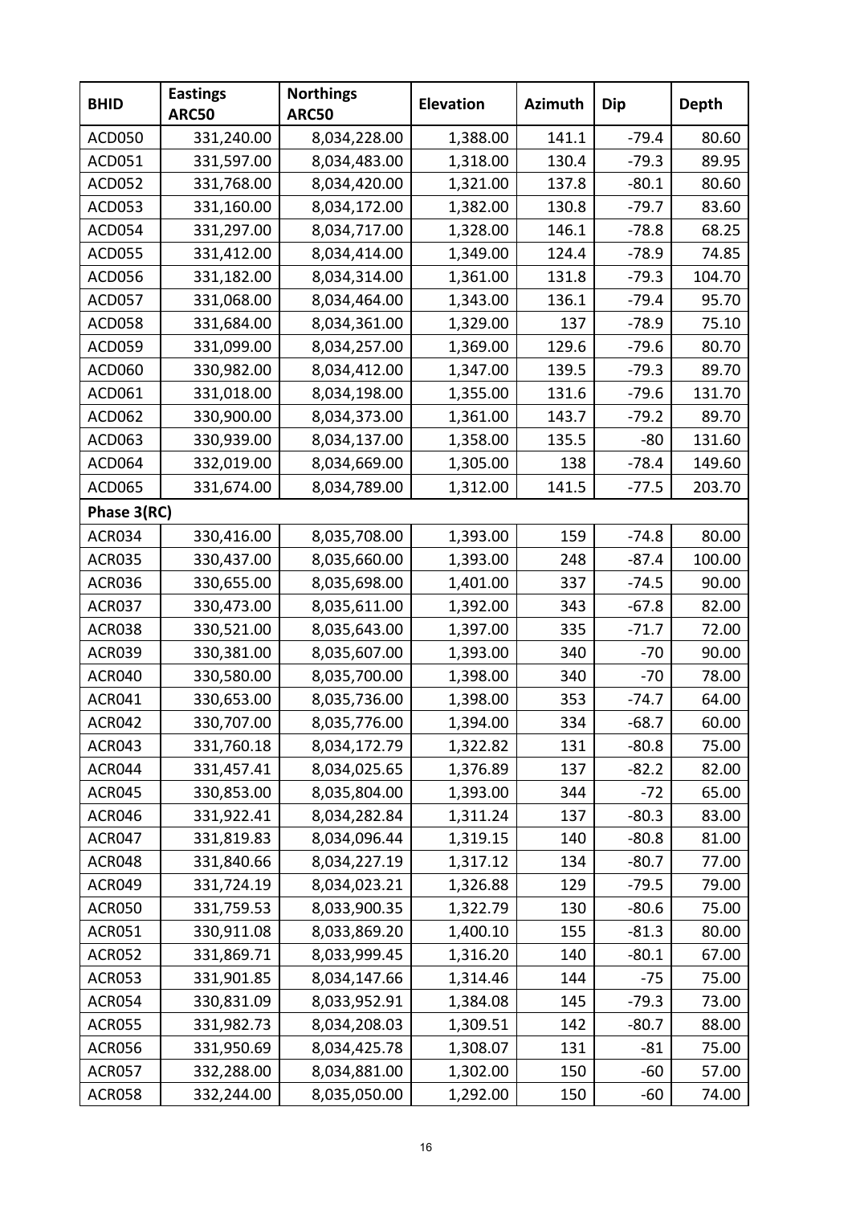| BHID | Eastings ARC50 | Northings ARC50 | Elevation | Azimuth | Dip | Depth |
|---|---|---|---|---|---|---|
| ACD050 | 331,240.00 | 8,034,228.00 | 1,388.00 | 141.1 | -79.4 | 80.60 |
| ACD051 | 331,597.00 | 8,034,483.00 | 1,318.00 | 130.4 | -79.3 | 89.95 |
| ACD052 | 331,768.00 | 8,034,420.00 | 1,321.00 | 137.8 | -80.1 | 80.60 |
| ACD053 | 331,160.00 | 8,034,172.00 | 1,382.00 | 130.8 | -79.7 | 83.60 |
| ACD054 | 331,297.00 | 8,034,717.00 | 1,328.00 | 146.1 | -78.8 | 68.25 |
| ACD055 | 331,412.00 | 8,034,414.00 | 1,349.00 | 124.4 | -78.9 | 74.85 |
| ACD056 | 331,182.00 | 8,034,314.00 | 1,361.00 | 131.8 | -79.3 | 104.70 |
| ACD057 | 331,068.00 | 8,034,464.00 | 1,343.00 | 136.1 | -79.4 | 95.70 |
| ACD058 | 331,684.00 | 8,034,361.00 | 1,329.00 | 137 | -78.9 | 75.10 |
| ACD059 | 331,099.00 | 8,034,257.00 | 1,369.00 | 129.6 | -79.6 | 80.70 |
| ACD060 | 330,982.00 | 8,034,412.00 | 1,347.00 | 139.5 | -79.3 | 89.70 |
| ACD061 | 331,018.00 | 8,034,198.00 | 1,355.00 | 131.6 | -79.6 | 131.70 |
| ACD062 | 330,900.00 | 8,034,373.00 | 1,361.00 | 143.7 | -79.2 | 89.70 |
| ACD063 | 330,939.00 | 8,034,137.00 | 1,358.00 | 135.5 | -80 | 131.60 |
| ACD064 | 332,019.00 | 8,034,669.00 | 1,305.00 | 138 | -78.4 | 149.60 |
| ACD065 | 331,674.00 | 8,034,789.00 | 1,312.00 | 141.5 | -77.5 | 203.70 |
| **Phase 3(RC)** | | | | | | |
| ACR034 | 330,416.00 | 8,035,708.00 | 1,393.00 | 159 | -74.8 | 80.00 |
| ACR035 | 330,437.00 | 8,035,660.00 | 1,393.00 | 248 | -87.4 | 100.00 |
| ACR036 | 330,655.00 | 8,035,698.00 | 1,401.00 | 337 | -74.5 | 90.00 |
| ACR037 | 330,473.00 | 8,035,611.00 | 1,392.00 | 343 | -67.8 | 82.00 |
| ACR038 | 330,521.00 | 8,035,643.00 | 1,397.00 | 335 | -71.7 | 72.00 |
| ACR039 | 330,381.00 | 8,035,607.00 | 1,393.00 | 340 | -70 | 90.00 |
| ACR040 | 330,580.00 | 8,035,700.00 | 1,398.00 | 340 | -70 | 78.00 |
| ACR041 | 330,653.00 | 8,035,736.00 | 1,398.00 | 353 | -74.7 | 64.00 |
| ACR042 | 330,707.00 | 8,035,776.00 | 1,394.00 | 334 | -68.7 | 60.00 |
| ACR043 | 331,760.18 | 8,034,172.79 | 1,322.82 | 131 | -80.8 | 75.00 |
| ACR044 | 331,457.41 | 8,034,025.65 | 1,376.89 | 137 | -82.2 | 82.00 |
| ACR045 | 330,853.00 | 8,035,804.00 | 1,393.00 | 344 | -72 | 65.00 |
| ACR046 | 331,922.41 | 8,034,282.84 | 1,311.24 | 137 | -80.3 | 83.00 |
| ACR047 | 331,819.83 | 8,034,096.44 | 1,319.15 | 140 | -80.8 | 81.00 |
| ACR048 | 331,840.66 | 8,034,227.19 | 1,317.12 | 134 | -80.7 | 77.00 |
| ACR049 | 331,724.19 | 8,034,023.21 | 1,326.88 | 129 | -79.5 | 79.00 |
| ACR050 | 331,759.53 | 8,033,900.35 | 1,322.79 | 130 | -80.6 | 75.00 |
| ACR051 | 330,911.08 | 8,033,869.20 | 1,400.10 | 155 | -81.3 | 80.00 |
| ACR052 | 331,869.71 | 8,033,999.45 | 1,316.20 | 140 | -80.1 | 67.00 |
| ACR053 | 331,901.85 | 8,034,147.66 | 1,314.46 | 144 | -75 | 75.00 |
| ACR054 | 330,831.09 | 8,033,952.91 | 1,384.08 | 145 | -79.3 | 73.00 |
| ACR055 | 331,982.73 | 8,034,208.03 | 1,309.51 | 142 | -80.7 | 88.00 |
| ACR056 | 331,950.69 | 8,034,425.78 | 1,308.07 | 131 | -81 | 75.00 |
| ACR057 | 332,288.00 | 8,034,881.00 | 1,302.00 | 150 | -60 | 57.00 |
| ACR058 | 332,244.00 | 8,035,050.00 | 1,292.00 | 150 | -60 | 74.00 |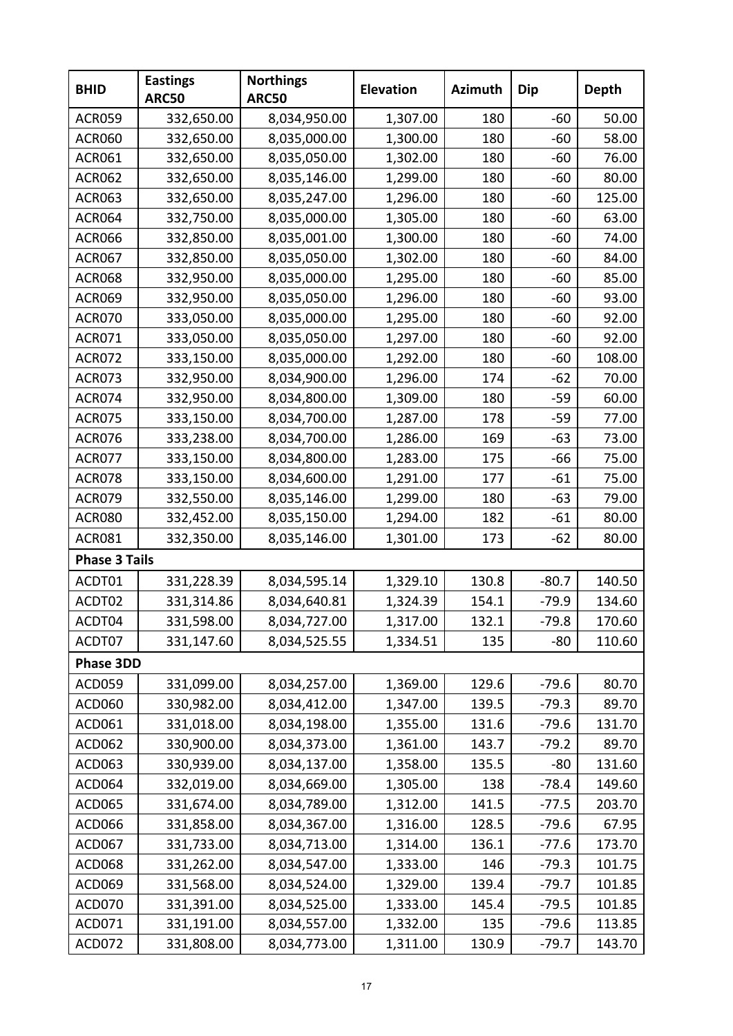| BHID | Eastings ARC50 | Northings ARC50 | Elevation | Azimuth | Dip | Depth |
|---|---|---|---|---|---|---|
| ACR059 | 332,650.00 | 8,034,950.00 | 1,307.00 | 180 | -60 | 50.00 |
| ACR060 | 332,650.00 | 8,035,000.00 | 1,300.00 | 180 | -60 | 58.00 |
| ACR061 | 332,650.00 | 8,035,050.00 | 1,302.00 | 180 | -60 | 76.00 |
| ACR062 | 332,650.00 | 8,035,146.00 | 1,299.00 | 180 | -60 | 80.00 |
| ACR063 | 332,650.00 | 8,035,247.00 | 1,296.00 | 180 | -60 | 125.00 |
| ACR064 | 332,750.00 | 8,035,000.00 | 1,305.00 | 180 | -60 | 63.00 |
| ACR066 | 332,850.00 | 8,035,001.00 | 1,300.00 | 180 | -60 | 74.00 |
| ACR067 | 332,850.00 | 8,035,050.00 | 1,302.00 | 180 | -60 | 84.00 |
| ACR068 | 332,950.00 | 8,035,000.00 | 1,295.00 | 180 | -60 | 85.00 |
| ACR069 | 332,950.00 | 8,035,050.00 | 1,296.00 | 180 | -60 | 93.00 |
| ACR070 | 333,050.00 | 8,035,000.00 | 1,295.00 | 180 | -60 | 92.00 |
| ACR071 | 333,050.00 | 8,035,050.00 | 1,297.00 | 180 | -60 | 92.00 |
| ACR072 | 333,150.00 | 8,035,000.00 | 1,292.00 | 180 | -60 | 108.00 |
| ACR073 | 332,950.00 | 8,034,900.00 | 1,296.00 | 174 | -62 | 70.00 |
| ACR074 | 332,950.00 | 8,034,800.00 | 1,309.00 | 180 | -59 | 60.00 |
| ACR075 | 333,150.00 | 8,034,700.00 | 1,287.00 | 178 | -59 | 77.00 |
| ACR076 | 333,238.00 | 8,034,700.00 | 1,286.00 | 169 | -63 | 73.00 |
| ACR077 | 333,150.00 | 8,034,800.00 | 1,283.00 | 175 | -66 | 75.00 |
| ACR078 | 333,150.00 | 8,034,600.00 | 1,291.00 | 177 | -61 | 75.00 |
| ACR079 | 332,550.00 | 8,035,146.00 | 1,299.00 | 180 | -63 | 79.00 |
| ACR080 | 332,452.00 | 8,035,150.00 | 1,294.00 | 182 | -61 | 80.00 |
| ACR081 | 332,350.00 | 8,035,146.00 | 1,301.00 | 173 | -62 | 80.00 |
| **Phase 3 Tails** | | | | | | |
| ACDT01 | 331,228.39 | 8,034,595.14 | 1,329.10 | 130.8 | -80.7 | 140.50 |
| ACDT02 | 331,314.86 | 8,034,640.81 | 1,324.39 | 154.1 | -79.9 | 134.60 |
| ACDT04 | 331,598.00 | 8,034,727.00 | 1,317.00 | 132.1 | -79.8 | 170.60 |
| ACDT07 | 331,147.60 | 8,034,525.55 | 1,334.51 | 135 | -80 | 110.60 |
| **Phase 3DD** | | | | | | |
| ACD059 | 331,099.00 | 8,034,257.00 | 1,369.00 | 129.6 | -79.6 | 80.70 |
| ACD060 | 330,982.00 | 8,034,412.00 | 1,347.00 | 139.5 | -79.3 | 89.70 |
| ACD061 | 331,018.00 | 8,034,198.00 | 1,355.00 | 131.6 | -79.6 | 131.70 |
| ACD062 | 330,900.00 | 8,034,373.00 | 1,361.00 | 143.7 | -79.2 | 89.70 |
| ACD063 | 330,939.00 | 8,034,137.00 | 1,358.00 | 135.5 | -80 | 131.60 |
| ACD064 | 332,019.00 | 8,034,669.00 | 1,305.00 | 138 | -78.4 | 149.60 |
| ACD065 | 331,674.00 | 8,034,789.00 | 1,312.00 | 141.5 | -77.5 | 203.70 |
| ACD066 | 331,858.00 | 8,034,367.00 | 1,316.00 | 128.5 | -79.6 | 67.95 |
| ACD067 | 331,733.00 | 8,034,713.00 | 1,314.00 | 136.1 | -77.6 | 173.70 |
| ACD068 | 331,262.00 | 8,034,547.00 | 1,333.00 | 146 | -79.3 | 101.75 |
| ACD069 | 331,568.00 | 8,034,524.00 | 1,329.00 | 139.4 | -79.7 | 101.85 |
| ACD070 | 331,391.00 | 8,034,525.00 | 1,333.00 | 145.4 | -79.5 | 101.85 |
| ACD071 | 331,191.00 | 8,034,557.00 | 1,332.00 | 135 | -79.6 | 113.85 |
| ACD072 | 331,808.00 | 8,034,773.00 | 1,311.00 | 130.9 | -79.7 | 143.70 |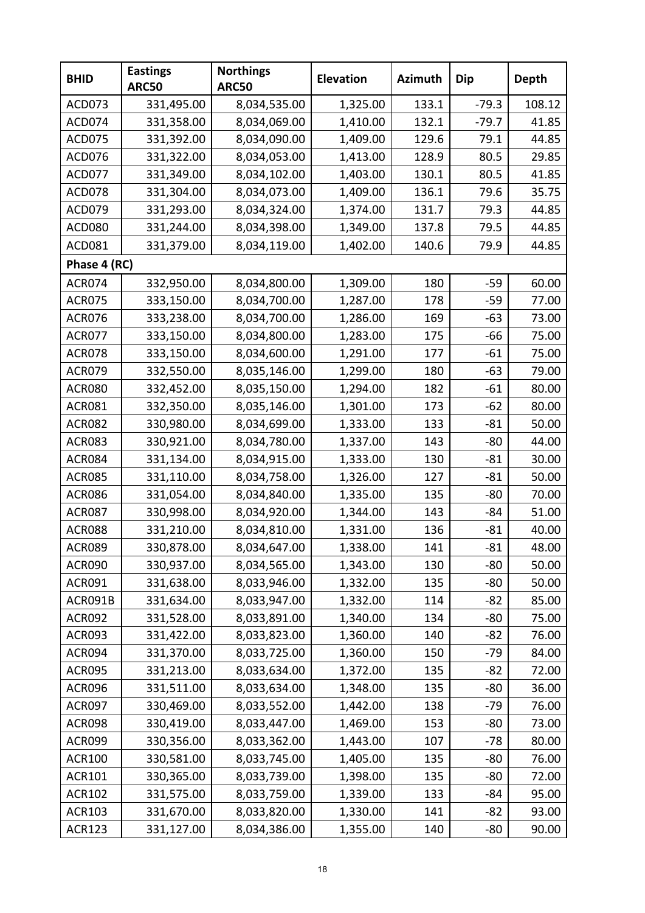| BHID | Eastings ARC50 | Northings ARC50 | Elevation | Azimuth | Dip | Depth |
|---|---|---|---|---|---|---|
| ACD073 | 331,495.00 | 8,034,535.00 | 1,325.00 | 133.1 | -79.3 | 108.12 |
| ACD074 | 331,358.00 | 8,034,069.00 | 1,410.00 | 132.1 | -79.7 | 41.85 |
| ACD075 | 331,392.00 | 8,034,090.00 | 1,409.00 | 129.6 | 79.1 | 44.85 |
| ACD076 | 331,322.00 | 8,034,053.00 | 1,413.00 | 128.9 | 80.5 | 29.85 |
| ACD077 | 331,349.00 | 8,034,102.00 | 1,403.00 | 130.1 | 80.5 | 41.85 |
| ACD078 | 331,304.00 | 8,034,073.00 | 1,409.00 | 136.1 | 79.6 | 35.75 |
| ACD079 | 331,293.00 | 8,034,324.00 | 1,374.00 | 131.7 | 79.3 | 44.85 |
| ACD080 | 331,244.00 | 8,034,398.00 | 1,349.00 | 137.8 | 79.5 | 44.85 |
| ACD081 | 331,379.00 | 8,034,119.00 | 1,402.00 | 140.6 | 79.9 | 44.85 |
| **Phase 4 (RC)** | | | | | | |
| ACR074 | 332,950.00 | 8,034,800.00 | 1,309.00 | 180 | -59 | 60.00 |
| ACR075 | 333,150.00 | 8,034,700.00 | 1,287.00 | 178 | -59 | 77.00 |
| ACR076 | 333,238.00 | 8,034,700.00 | 1,286.00 | 169 | -63 | 73.00 |
| ACR077 | 333,150.00 | 8,034,800.00 | 1,283.00 | 175 | -66 | 75.00 |
| ACR078 | 333,150.00 | 8,034,600.00 | 1,291.00 | 177 | -61 | 75.00 |
| ACR079 | 332,550.00 | 8,035,146.00 | 1,299.00 | 180 | -63 | 79.00 |
| ACR080 | 332,452.00 | 8,035,150.00 | 1,294.00 | 182 | -61 | 80.00 |
| ACR081 | 332,350.00 | 8,035,146.00 | 1,301.00 | 173 | -62 | 80.00 |
| ACR082 | 330,980.00 | 8,034,699.00 | 1,333.00 | 133 | -81 | 50.00 |
| ACR083 | 330,921.00 | 8,034,780.00 | 1,337.00 | 143 | -80 | 44.00 |
| ACR084 | 331,134.00 | 8,034,915.00 | 1,333.00 | 130 | -81 | 30.00 |
| ACR085 | 331,110.00 | 8,034,758.00 | 1,326.00 | 127 | -81 | 50.00 |
| ACR086 | 331,054.00 | 8,034,840.00 | 1,335.00 | 135 | -80 | 70.00 |
| ACR087 | 330,998.00 | 8,034,920.00 | 1,344.00 | 143 | -84 | 51.00 |
| ACR088 | 331,210.00 | 8,034,810.00 | 1,331.00 | 136 | -81 | 40.00 |
| ACR089 | 330,878.00 | 8,034,647.00 | 1,338.00 | 141 | -81 | 48.00 |
| ACR090 | 330,937.00 | 8,034,565.00 | 1,343.00 | 130 | -80 | 50.00 |
| ACR091 | 331,638.00 | 8,033,946.00 | 1,332.00 | 135 | -80 | 50.00 |
| ACR091B | 331,634.00 | 8,033,947.00 | 1,332.00 | 114 | -82 | 85.00 |
| ACR092 | 331,528.00 | 8,033,891.00 | 1,340.00 | 134 | -80 | 75.00 |
| ACR093 | 331,422.00 | 8,033,823.00 | 1,360.00 | 140 | -82 | 76.00 |
| ACR094 | 331,370.00 | 8,033,725.00 | 1,360.00 | 150 | -79 | 84.00 |
| ACR095 | 331,213.00 | 8,033,634.00 | 1,372.00 | 135 | -82 | 72.00 |
| ACR096 | 331,511.00 | 8,033,634.00 | 1,348.00 | 135 | -80 | 36.00 |
| ACR097 | 330,469.00 | 8,033,552.00 | 1,442.00 | 138 | -79 | 76.00 |
| ACR098 | 330,419.00 | 8,033,447.00 | 1,469.00 | 153 | -80 | 73.00 |
| ACR099 | 330,356.00 | 8,033,362.00 | 1,443.00 | 107 | -78 | 80.00 |
| ACR100 | 330,581.00 | 8,033,745.00 | 1,405.00 | 135 | -80 | 76.00 |
| ACR101 | 330,365.00 | 8,033,739.00 | 1,398.00 | 135 | -80 | 72.00 |
| ACR102 | 331,575.00 | 8,033,759.00 | 1,339.00 | 133 | -84 | 95.00 |
| ACR103 | 331,670.00 | 8,033,820.00 | 1,330.00 | 141 | -82 | 93.00 |
| ACR123 | 331,127.00 | 8,034,386.00 | 1,355.00 | 140 | -80 | 90.00 |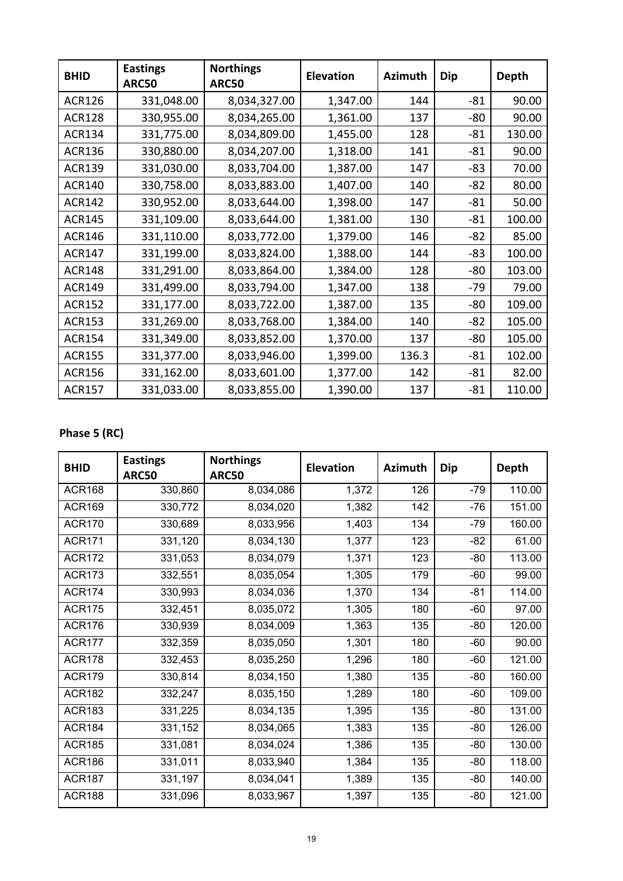| BHID | Eastings ARC50 | Northings ARC50 | Elevation | Azimuth | Dip | Depth |
|---|---|---|---|---|---|---|
| ACR126 | 331,048.00 | 8,034,327.00 | 1,347.00 | 144 | -81 | 90.00 |
| ACR128 | 330,955.00 | 8,034,265.00 | 1,361.00 | 137 | -80 | 90.00 |
| ACR134 | 331,775.00 | 8,034,809.00 | 1,455.00 | 128 | -81 | 130.00 |
| ACR136 | 330,880.00 | 8,034,207.00 | 1,318.00 | 141 | -81 | 90.00 |
| ACR139 | 331,030.00 | 8,033,704.00 | 1,387.00 | 147 | -83 | 70.00 |
| ACR140 | 330,758.00 | 8,033,883.00 | 1,407.00 | 140 | -82 | 80.00 |
| ACR142 | 330,952.00 | 8,033,644.00 | 1,398.00 | 147 | -81 | 50.00 |
| ACR145 | 331,109.00 | 8,033,644.00 | 1,381.00 | 130 | -81 | 100.00 |
| ACR146 | 331,110.00 | 8,033,772.00 | 1,379.00 | 146 | -82 | 85.00 |
| ACR147 | 331,199.00 | 8,033,824.00 | 1,388.00 | 144 | -83 | 100.00 |
| ACR148 | 331,291.00 | 8,033,864.00 | 1,384.00 | 128 | -80 | 103.00 |
| ACR149 | 331,499.00 | 8,033,794.00 | 1,347.00 | 138 | -79 | 79.00 |
| ACR152 | 331,177.00 | 8,033,722.00 | 1,387.00 | 135 | -80 | 109.00 |
| ACR153 | 331,269.00 | 8,033,768.00 | 1,384.00 | 140 | -82 | 105.00 |
| ACR154 | 331,349.00 | 8,033,852.00 | 1,370.00 | 137 | -80 | 105.00 |
| ACR155 | 331,377.00 | 8,033,946.00 | 1,399.00 | 136.3 | -81 | 102.00 |
| ACR156 | 331,162.00 | 8,033,601.00 | 1,377.00 | 142 | -81 | 82.00 |
| ACR157 | 331,033.00 | 8,033,855.00 | 1,390.00 | 137 | -81 | 110.00 |

**Phase 5 (RC)**

| BHID | Eastings ARC50 | Northings ARC50 | Elevation | Azimuth | Dip | Depth |
|---|---|---|---|---|---|---|
| ACR168 | 330,860 | 8,034,086 | 1,372 | 126 | -79 | 110.00 |
| ACR169 | 330,772 | 8,034,020 | 1,382 | 142 | -76 | 151.00 |
| ACR170 | 330,689 | 8,033,956 | 1,403 | 134 | -79 | 160.00 |
| ACR171 | 331,120 | 8,034,130 | 1,377 | 123 | -82 | 61.00 |
| ACR172 | 331,053 | 8,034,079 | 1,371 | 123 | -80 | 113.00 |
| ACR173 | 332,551 | 8,035,054 | 1,305 | 179 | -60 | 99.00 |
| ACR174 | 330,993 | 8,034,036 | 1,370 | 134 | -81 | 114.00 |
| ACR175 | 332,451 | 8,035,072 | 1,305 | 180 | -60 | 97.00 |
| ACR176 | 330,939 | 8,034,009 | 1,363 | 135 | -80 | 120.00 |
| ACR177 | 332,359 | 8,035,050 | 1,301 | 180 | -60 | 90.00 |
| ACR178 | 332,453 | 8,035,250 | 1,296 | 180 | -60 | 121.00 |
| ACR179 | 330,814 | 8,034,150 | 1,380 | 135 | -80 | 160.00 |
| ACR182 | 332,247 | 8,035,150 | 1,289 | 180 | -60 | 109.00 |
| ACR183 | 331,225 | 8,034,135 | 1,395 | 135 | -80 | 131.00 |
| ACR184 | 331,152 | 8,034,065 | 1,383 | 135 | -80 | 126.00 |
| ACR185 | 331,081 | 8,034,024 | 1,386 | 135 | -80 | 130.00 |
| ACR186 | 331,011 | 8,033,940 | 1,384 | 135 | -80 | 118.00 |
| ACR187 | 331,197 | 8,034,041 | 1,389 | 135 | -80 | 140.00 |
| ACR188 | 331,096 | 8,033,967 | 1,397 | 135 | -80 | 121.00 |